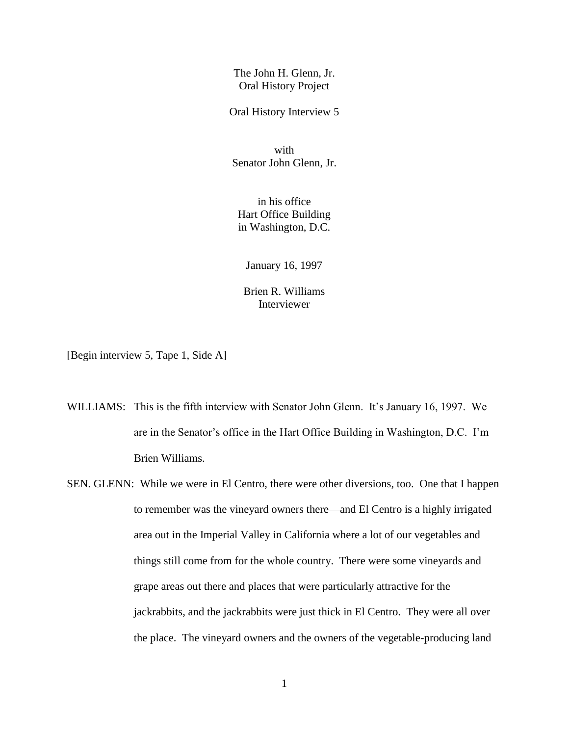The John H. Glenn, Jr.
Oral History Project

Oral History Interview 5

with
Senator John Glenn, Jr.

in his office
Hart Office Building
in Washington, D.C.

January 16, 1997

Brien R. Williams
Interviewer

[Begin interview 5, Tape 1, Side A]

WILLIAMS: This is the fifth interview with Senator John Glenn. It's January 16, 1997. We are in the Senator's office in the Hart Office Building in Washington, D.C. I'm Brien Williams.

SEN. GLENN: While we were in El Centro, there were other diversions, too. One that I happen to remember was the vineyard owners there—and El Centro is a highly irrigated area out in the Imperial Valley in California where a lot of our vegetables and things still come from for the whole country. There were some vineyards and grape areas out there and places that were particularly attractive for the jackrabbits, and the jackrabbits were just thick in El Centro. They were all over the place. The vineyard owners and the owners of the vegetable-producing land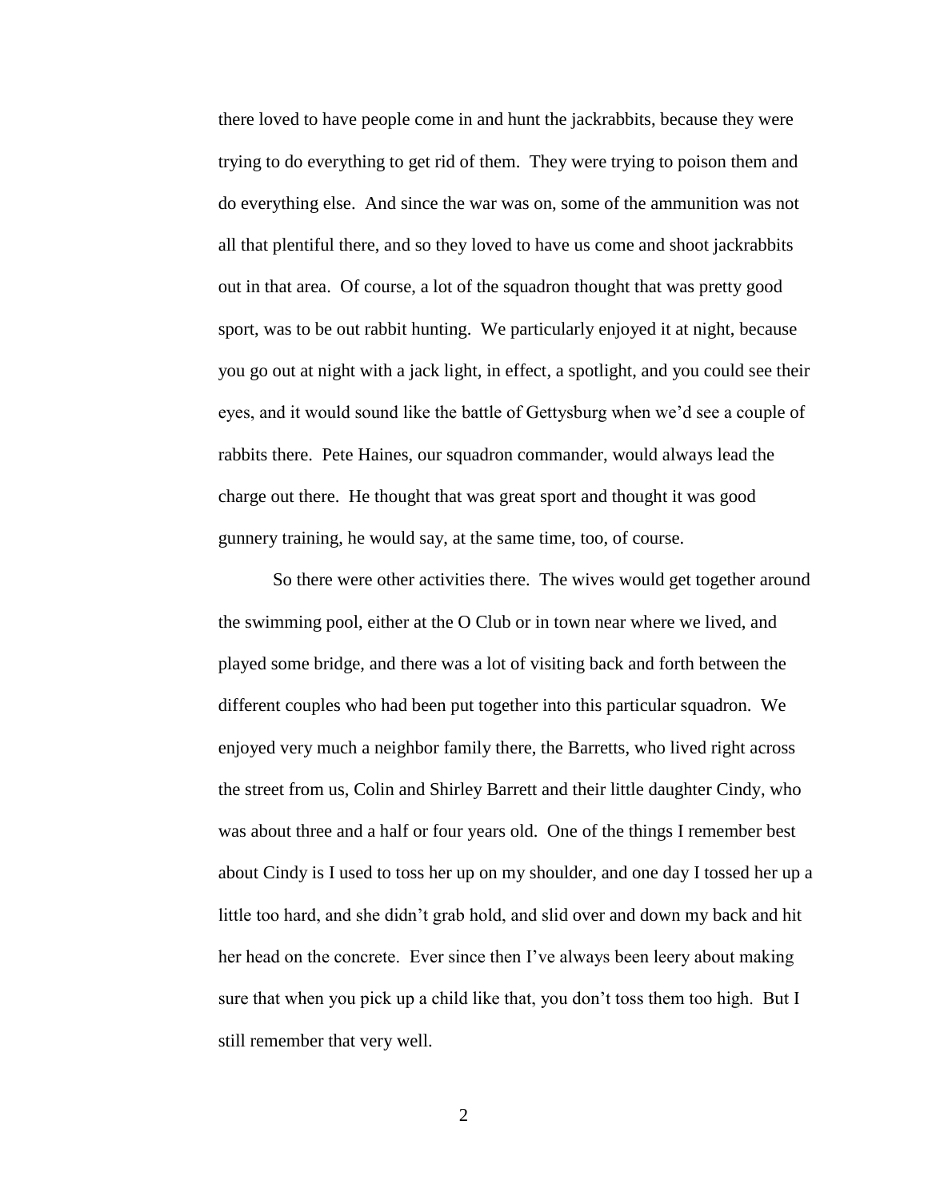there loved to have people come in and hunt the jackrabbits, because they were trying to do everything to get rid of them. They were trying to poison them and do everything else. And since the war was on, some of the ammunition was not all that plentiful there, and so they loved to have us come and shoot jackrabbits out in that area. Of course, a lot of the squadron thought that was pretty good sport, was to be out rabbit hunting. We particularly enjoyed it at night, because you go out at night with a jack light, in effect, a spotlight, and you could see their eyes, and it would sound like the battle of Gettysburg when we'd see a couple of rabbits there. Pete Haines, our squadron commander, would always lead the charge out there. He thought that was great sport and thought it was good gunnery training, he would say, at the same time, too, of course.

So there were other activities there. The wives would get together around the swimming pool, either at the O Club or in town near where we lived, and played some bridge, and there was a lot of visiting back and forth between the different couples who had been put together into this particular squadron. We enjoyed very much a neighbor family there, the Barretts, who lived right across the street from us, Colin and Shirley Barrett and their little daughter Cindy, who was about three and a half or four years old. One of the things I remember best about Cindy is I used to toss her up on my shoulder, and one day I tossed her up a little too hard, and she didn't grab hold, and slid over and down my back and hit her head on the concrete. Ever since then I've always been leery about making sure that when you pick up a child like that, you don't toss them too high. But I still remember that very well.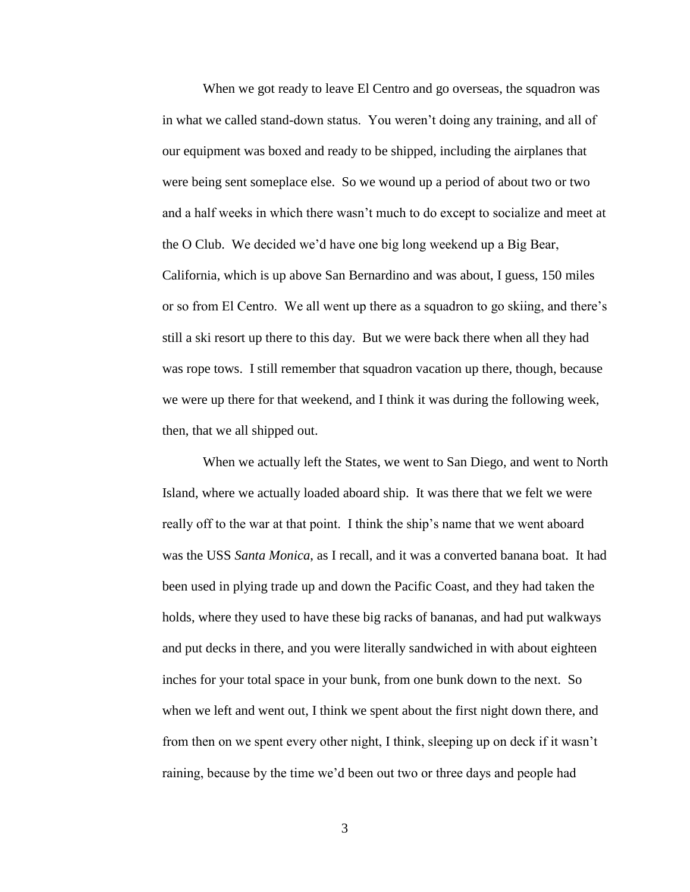When we got ready to leave El Centro and go overseas, the squadron was in what we called stand-down status. You weren't doing any training, and all of our equipment was boxed and ready to be shipped, including the airplanes that were being sent someplace else. So we wound up a period of about two or two and a half weeks in which there wasn't much to do except to socialize and meet at the O Club. We decided we'd have one big long weekend up a Big Bear, California, which is up above San Bernardino and was about, I guess, 150 miles or so from El Centro. We all went up there as a squadron to go skiing, and there's still a ski resort up there to this day. But we were back there when all they had was rope tows. I still remember that squadron vacation up there, though, because we were up there for that weekend, and I think it was during the following week, then, that we all shipped out.

When we actually left the States, we went to San Diego, and went to North Island, where we actually loaded aboard ship. It was there that we felt we were really off to the war at that point. I think the ship's name that we went aboard was the USS *Santa Monica*, as I recall, and it was a converted banana boat. It had been used in plying trade up and down the Pacific Coast, and they had taken the holds, where they used to have these big racks of bananas, and had put walkways and put decks in there, and you were literally sandwiched in with about eighteen inches for your total space in your bunk, from one bunk down to the next. So when we left and went out, I think we spent about the first night down there, and from then on we spent every other night, I think, sleeping up on deck if it wasn't raining, because by the time we'd been out two or three days and people had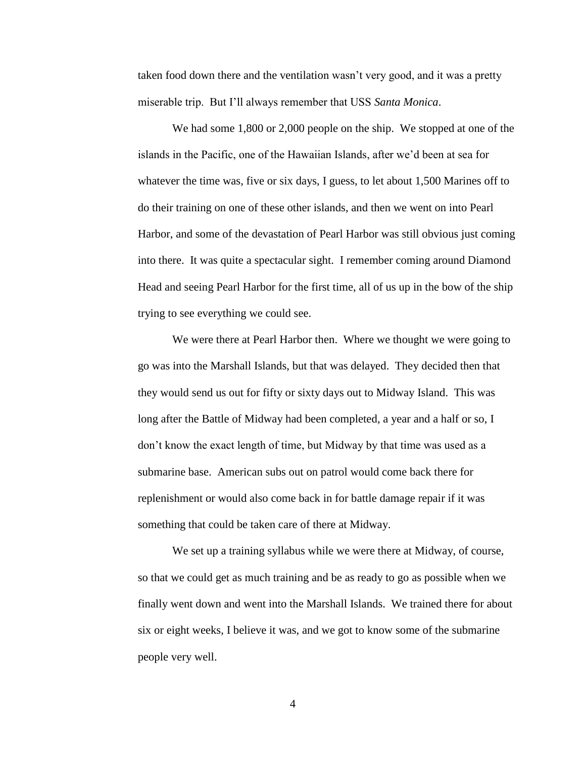taken food down there and the ventilation wasn't very good, and it was a pretty miserable trip. But I'll always remember that USS *Santa Monica*.

We had some 1,800 or 2,000 people on the ship. We stopped at one of the islands in the Pacific, one of the Hawaiian Islands, after we'd been at sea for whatever the time was, five or six days, I guess, to let about 1,500 Marines off to do their training on one of these other islands, and then we went on into Pearl Harbor, and some of the devastation of Pearl Harbor was still obvious just coming into there. It was quite a spectacular sight. I remember coming around Diamond Head and seeing Pearl Harbor for the first time, all of us up in the bow of the ship trying to see everything we could see.

We were there at Pearl Harbor then. Where we thought we were going to go was into the Marshall Islands, but that was delayed. They decided then that they would send us out for fifty or sixty days out to Midway Island. This was long after the Battle of Midway had been completed, a year and a half or so, I don't know the exact length of time, but Midway by that time was used as a submarine base. American subs out on patrol would come back there for replenishment or would also come back in for battle damage repair if it was something that could be taken care of there at Midway.

We set up a training syllabus while we were there at Midway, of course, so that we could get as much training and be as ready to go as possible when we finally went down and went into the Marshall Islands. We trained there for about six or eight weeks, I believe it was, and we got to know some of the submarine people very well.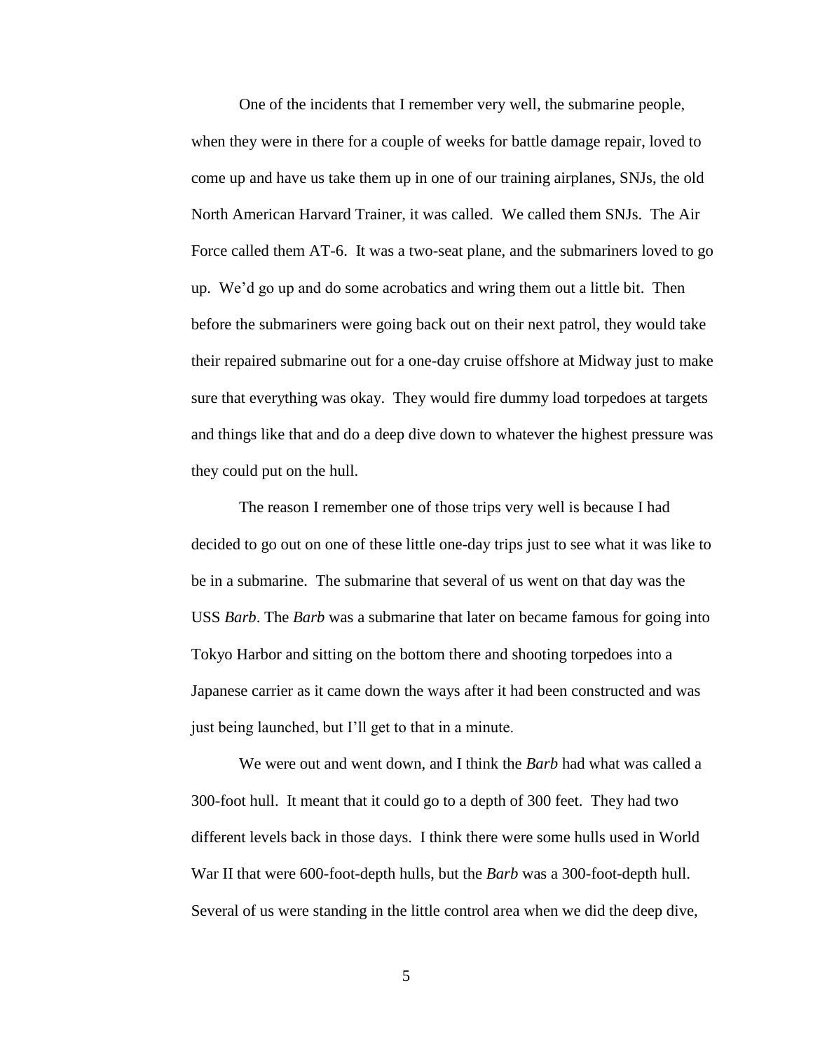One of the incidents that I remember very well, the submarine people, when they were in there for a couple of weeks for battle damage repair, loved to come up and have us take them up in one of our training airplanes, SNJs, the old North American Harvard Trainer, it was called. We called them SNJs. The Air Force called them AT-6. It was a two-seat plane, and the submariners loved to go up. We'd go up and do some acrobatics and wring them out a little bit. Then before the submariners were going back out on their next patrol, they would take their repaired submarine out for a one-day cruise offshore at Midway just to make sure that everything was okay. They would fire dummy load torpedoes at targets and things like that and do a deep dive down to whatever the highest pressure was they could put on the hull.

The reason I remember one of those trips very well is because I had decided to go out on one of these little one-day trips just to see what it was like to be in a submarine. The submarine that several of us went on that day was the USS *Barb*. The *Barb* was a submarine that later on became famous for going into Tokyo Harbor and sitting on the bottom there and shooting torpedoes into a Japanese carrier as it came down the ways after it had been constructed and was just being launched, but I'll get to that in a minute.

We were out and went down, and I think the *Barb* had what was called a 300-foot hull. It meant that it could go to a depth of 300 feet. They had two different levels back in those days. I think there were some hulls used in World War II that were 600-foot-depth hulls, but the *Barb* was a 300-foot-depth hull. Several of us were standing in the little control area when we did the deep dive,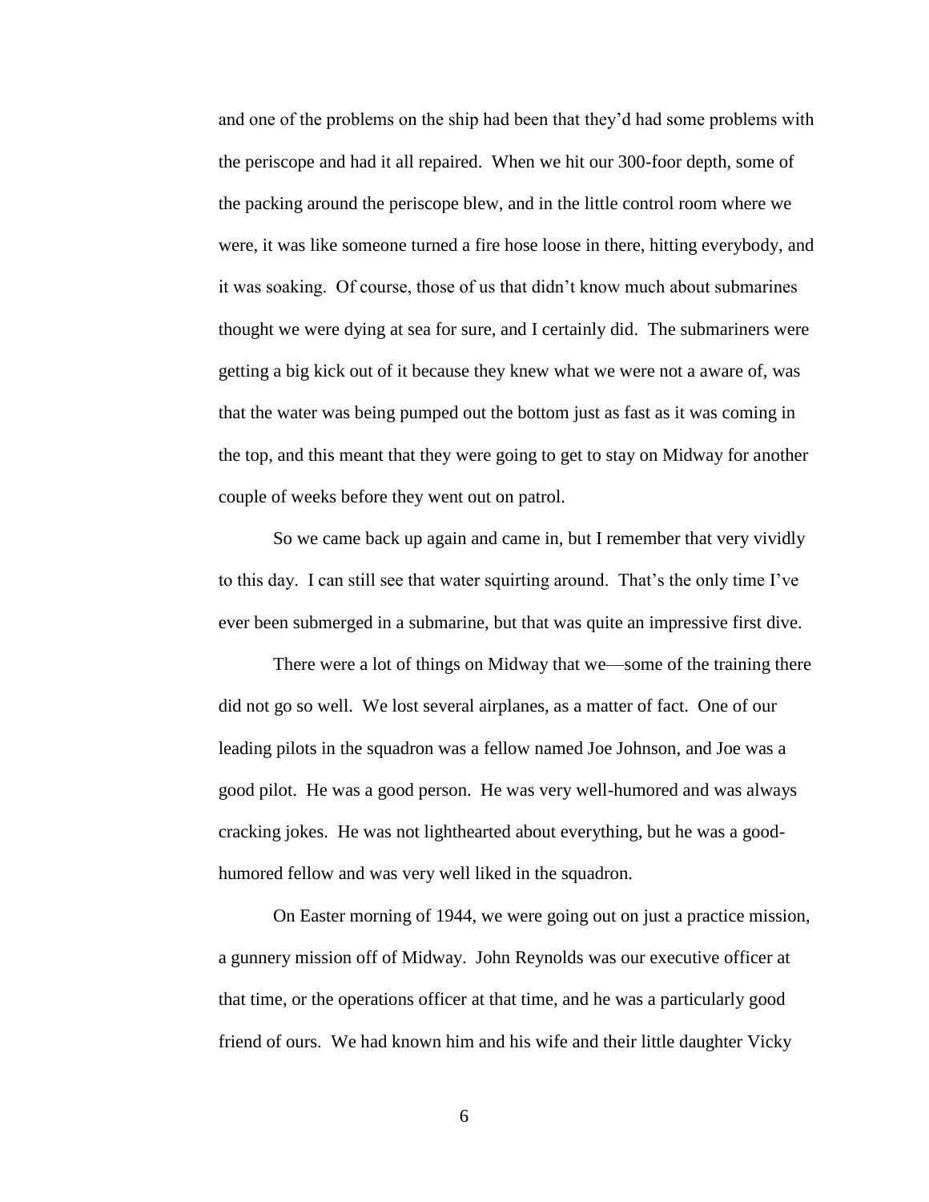and one of the problems on the ship had been that they'd had some problems with the periscope and had it all repaired. When we hit our 300-foor depth, some of the packing around the periscope blew, and in the little control room where we were, it was like someone turned a fire hose loose in there, hitting everybody, and it was soaking. Of course, those of us that didn't know much about submarines thought we were dying at sea for sure, and I certainly did. The submariners were getting a big kick out of it because they knew what we were not a aware of, was that the water was being pumped out the bottom just as fast as it was coming in the top, and this meant that they were going to get to stay on Midway for another couple of weeks before they went out on patrol.

So we came back up again and came in, but I remember that very vividly to this day. I can still see that water squirting around. That's the only time I've ever been submerged in a submarine, but that was quite an impressive first dive.

There were a lot of things on Midway that we—some of the training there did not go so well. We lost several airplanes, as a matter of fact. One of our leading pilots in the squadron was a fellow named Joe Johnson, and Joe was a good pilot. He was a good person. He was very well-humored and was always cracking jokes. He was not lighthearted about everything, but he was a good-humored fellow and was very well liked in the squadron.

On Easter morning of 1944, we were going out on just a practice mission, a gunnery mission off of Midway. John Reynolds was our executive officer at that time, or the operations officer at that time, and he was a particularly good friend of ours. We had known him and his wife and their little daughter Vicky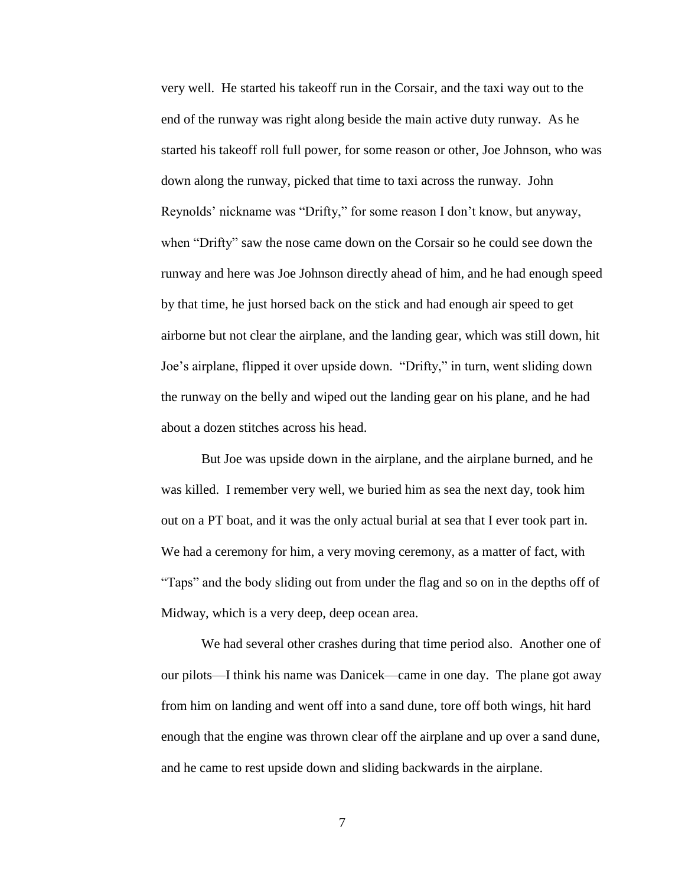very well. He started his takeoff run in the Corsair, and the taxi way out to the end of the runway was right along beside the main active duty runway. As he started his takeoff roll full power, for some reason or other, Joe Johnson, who was down along the runway, picked that time to taxi across the runway. John Reynolds' nickname was "Drifty," for some reason I don't know, but anyway, when "Drifty" saw the nose came down on the Corsair so he could see down the runway and here was Joe Johnson directly ahead of him, and he had enough speed by that time, he just horsed back on the stick and had enough air speed to get airborne but not clear the airplane, and the landing gear, which was still down, hit Joe's airplane, flipped it over upside down. "Drifty," in turn, went sliding down the runway on the belly and wiped out the landing gear on his plane, and he had about a dozen stitches across his head.

But Joe was upside down in the airplane, and the airplane burned, and he was killed. I remember very well, we buried him as sea the next day, took him out on a PT boat, and it was the only actual burial at sea that I ever took part in. We had a ceremony for him, a very moving ceremony, as a matter of fact, with "Taps" and the body sliding out from under the flag and so on in the depths off of Midway, which is a very deep, deep ocean area.

We had several other crashes during that time period also. Another one of our pilots—I think his name was Danicek—came in one day. The plane got away from him on landing and went off into a sand dune, tore off both wings, hit hard enough that the engine was thrown clear off the airplane and up over a sand dune, and he came to rest upside down and sliding backwards in the airplane.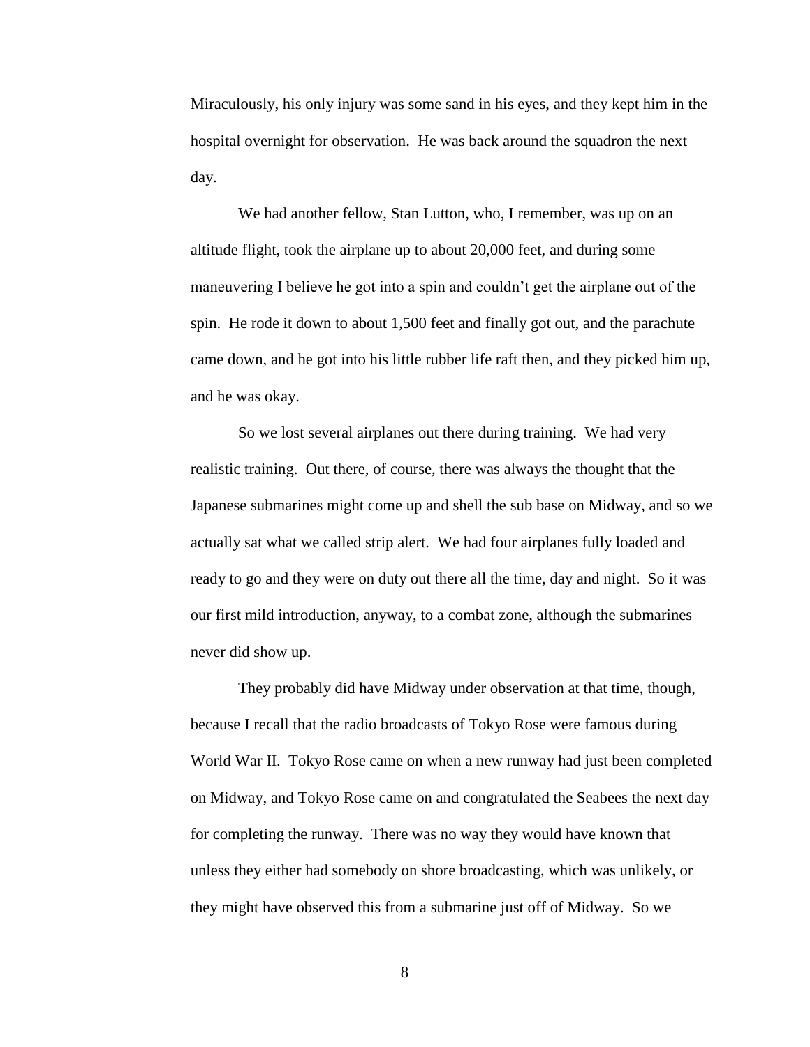Miraculously, his only injury was some sand in his eyes, and they kept him in the hospital overnight for observation. He was back around the squadron the next day.

We had another fellow, Stan Lutton, who, I remember, was up on an altitude flight, took the airplane up to about 20,000 feet, and during some maneuvering I believe he got into a spin and couldn't get the airplane out of the spin. He rode it down to about 1,500 feet and finally got out, and the parachute came down, and he got into his little rubber life raft then, and they picked him up, and he was okay.

So we lost several airplanes out there during training. We had very realistic training. Out there, of course, there was always the thought that the Japanese submarines might come up and shell the sub base on Midway, and so we actually sat what we called strip alert. We had four airplanes fully loaded and ready to go and they were on duty out there all the time, day and night. So it was our first mild introduction, anyway, to a combat zone, although the submarines never did show up.

They probably did have Midway under observation at that time, though, because I recall that the radio broadcasts of Tokyo Rose were famous during World War II. Tokyo Rose came on when a new runway had just been completed on Midway, and Tokyo Rose came on and congratulated the Seabees the next day for completing the runway. There was no way they would have known that unless they either had somebody on shore broadcasting, which was unlikely, or they might have observed this from a submarine just off of Midway. So we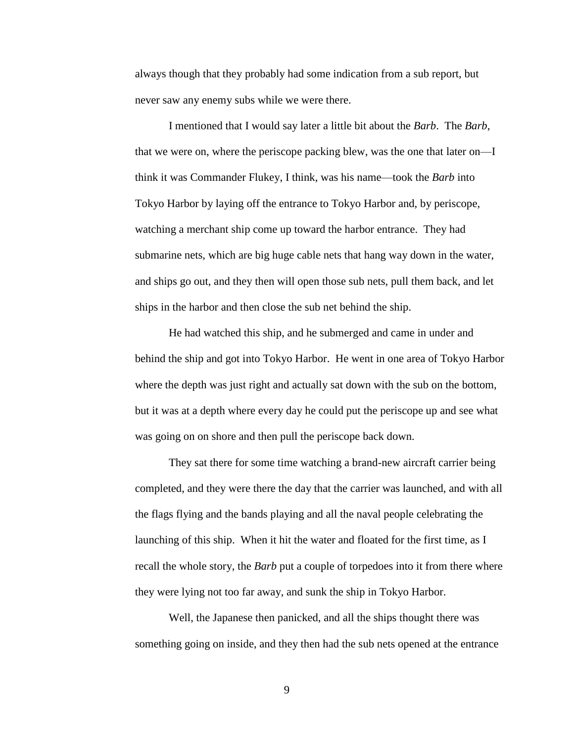always though that they probably had some indication from a sub report, but never saw any enemy subs while we were there.

I mentioned that I would say later a little bit about the *Barb*. The *Barb*, that we were on, where the periscope packing blew, was the one that later on—I think it was Commander Flukey, I think, was his name—took the *Barb* into Tokyo Harbor by laying off the entrance to Tokyo Harbor and, by periscope, watching a merchant ship come up toward the harbor entrance. They had submarine nets, which are big huge cable nets that hang way down in the water, and ships go out, and they then will open those sub nets, pull them back, and let ships in the harbor and then close the sub net behind the ship.

He had watched this ship, and he submerged and came in under and behind the ship and got into Tokyo Harbor. He went in one area of Tokyo Harbor where the depth was just right and actually sat down with the sub on the bottom, but it was at a depth where every day he could put the periscope up and see what was going on on shore and then pull the periscope back down.

They sat there for some time watching a brand-new aircraft carrier being completed, and they were there the day that the carrier was launched, and with all the flags flying and the bands playing and all the naval people celebrating the launching of this ship. When it hit the water and floated for the first time, as I recall the whole story, the *Barb* put a couple of torpedoes into it from there where they were lying not too far away, and sunk the ship in Tokyo Harbor.

Well, the Japanese then panicked, and all the ships thought there was something going on inside, and they then had the sub nets opened at the entrance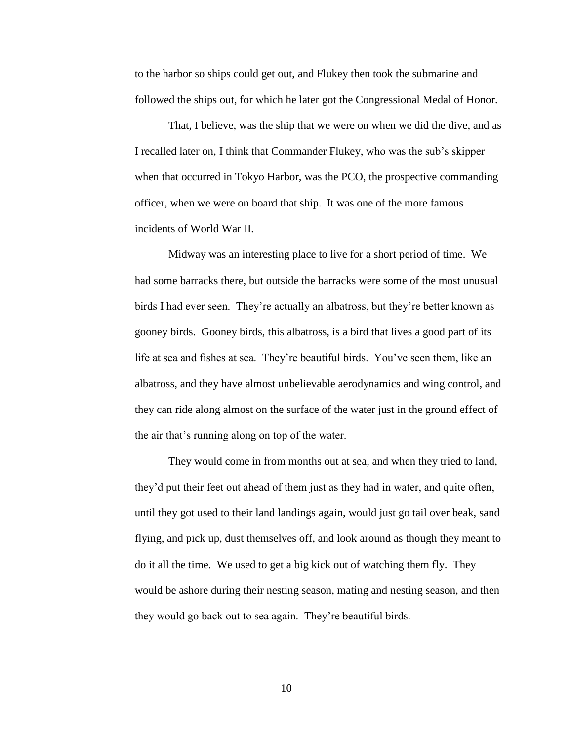to the harbor so ships could get out, and Flukey then took the submarine and followed the ships out, for which he later got the Congressional Medal of Honor.

That, I believe, was the ship that we were on when we did the dive, and as I recalled later on, I think that Commander Flukey, who was the sub's skipper when that occurred in Tokyo Harbor, was the PCO, the prospective commanding officer, when we were on board that ship. It was one of the more famous incidents of World War II.

Midway was an interesting place to live for a short period of time. We had some barracks there, but outside the barracks were some of the most unusual birds I had ever seen. They're actually an albatross, but they're better known as gooney birds. Gooney birds, this albatross, is a bird that lives a good part of its life at sea and fishes at sea. They're beautiful birds. You've seen them, like an albatross, and they have almost unbelievable aerodynamics and wing control, and they can ride along almost on the surface of the water just in the ground effect of the air that's running along on top of the water.

They would come in from months out at sea, and when they tried to land, they'd put their feet out ahead of them just as they had in water, and quite often, until they got used to their land landings again, would just go tail over beak, sand flying, and pick up, dust themselves off, and look around as though they meant to do it all the time. We used to get a big kick out of watching them fly. They would be ashore during their nesting season, mating and nesting season, and then they would go back out to sea again. They're beautiful birds.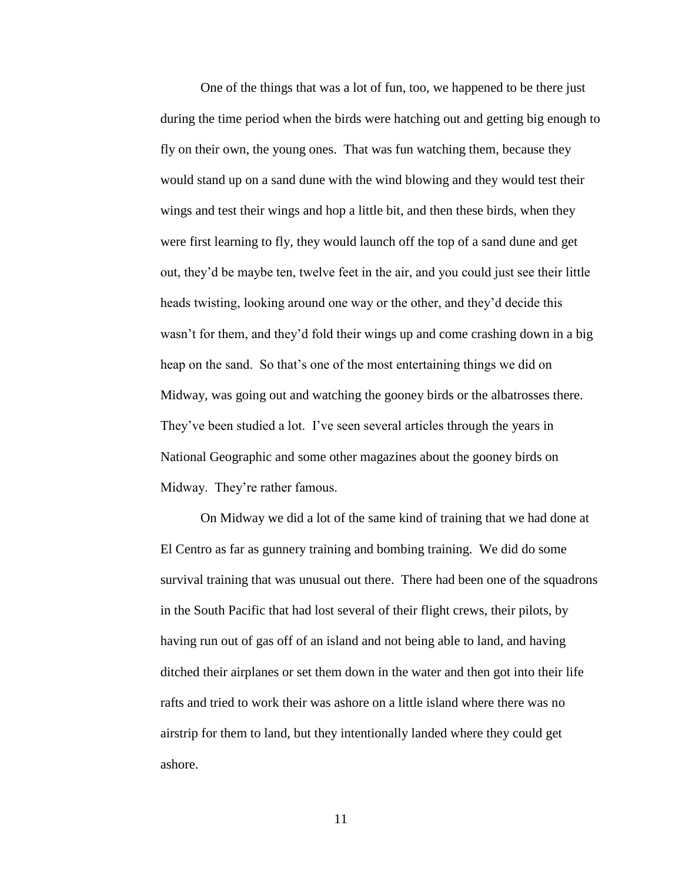One of the things that was a lot of fun, too, we happened to be there just during the time period when the birds were hatching out and getting big enough to fly on their own, the young ones. That was fun watching them, because they would stand up on a sand dune with the wind blowing and they would test their wings and test their wings and hop a little bit, and then these birds, when they were first learning to fly, they would launch off the top of a sand dune and get out, they'd be maybe ten, twelve feet in the air, and you could just see their little heads twisting, looking around one way or the other, and they'd decide this wasn't for them, and they'd fold their wings up and come crashing down in a big heap on the sand. So that's one of the most entertaining things we did on Midway, was going out and watching the gooney birds or the albatrosses there. They've been studied a lot. I've seen several articles through the years in National Geographic and some other magazines about the gooney birds on Midway. They're rather famous.

On Midway we did a lot of the same kind of training that we had done at El Centro as far as gunnery training and bombing training. We did do some survival training that was unusual out there. There had been one of the squadrons in the South Pacific that had lost several of their flight crews, their pilots, by having run out of gas off of an island and not being able to land, and having ditched their airplanes or set them down in the water and then got into their life rafts and tried to work their was ashore on a little island where there was no airstrip for them to land, but they intentionally landed where they could get ashore.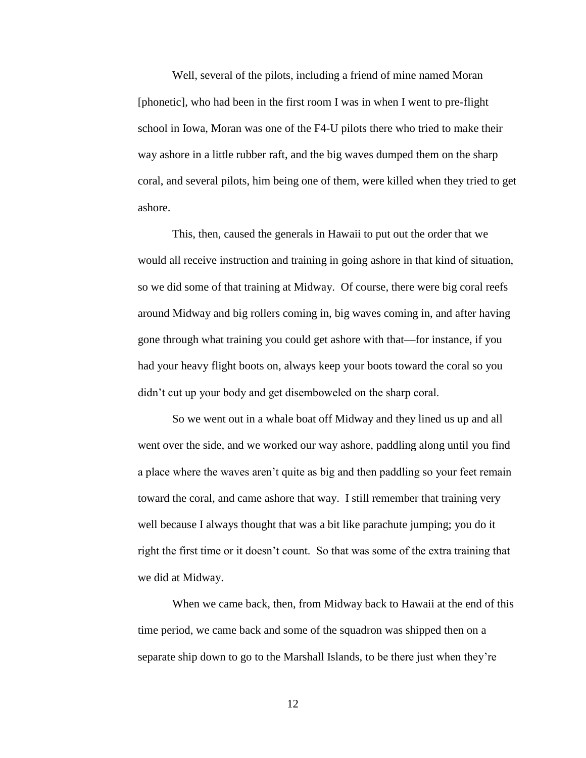Well, several of the pilots, including a friend of mine named Moran [phonetic], who had been in the first room I was in when I went to pre-flight school in Iowa, Moran was one of the F4-U pilots there who tried to make their way ashore in a little rubber raft, and the big waves dumped them on the sharp coral, and several pilots, him being one of them, were killed when they tried to get ashore.

This, then, caused the generals in Hawaii to put out the order that we would all receive instruction and training in going ashore in that kind of situation, so we did some of that training at Midway. Of course, there were big coral reefs around Midway and big rollers coming in, big waves coming in, and after having gone through what training you could get ashore with that—for instance, if you had your heavy flight boots on, always keep your boots toward the coral so you didn't cut up your body and get disemboweled on the sharp coral.

So we went out in a whale boat off Midway and they lined us up and all went over the side, and we worked our way ashore, paddling along until you find a place where the waves aren't quite as big and then paddling so your feet remain toward the coral, and came ashore that way. I still remember that training very well because I always thought that was a bit like parachute jumping; you do it right the first time or it doesn't count. So that was some of the extra training that we did at Midway.

When we came back, then, from Midway back to Hawaii at the end of this time period, we came back and some of the squadron was shipped then on a separate ship down to go to the Marshall Islands, to be there just when they're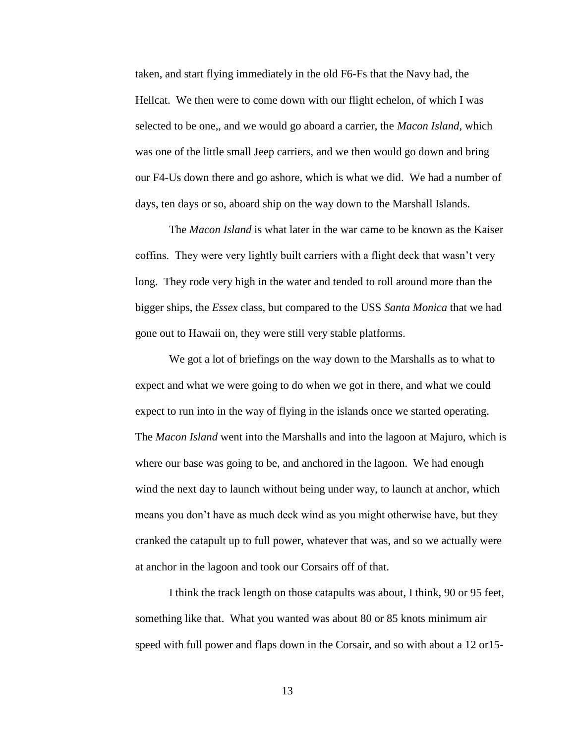taken, and start flying immediately in the old F6-Fs that the Navy had, the Hellcat. We then were to come down with our flight echelon, of which I was selected to be one,, and we would go aboard a carrier, the *Macon Island*, which was one of the little small Jeep carriers, and we then would go down and bring our F4-Us down there and go ashore, which is what we did. We had a number of days, ten days or so, aboard ship on the way down to the Marshall Islands.

The *Macon Island* is what later in the war came to be known as the Kaiser coffins. They were very lightly built carriers with a flight deck that wasn't very long. They rode very high in the water and tended to roll around more than the bigger ships, the *Essex* class, but compared to the USS *Santa Monica* that we had gone out to Hawaii on, they were still very stable platforms.

We got a lot of briefings on the way down to the Marshalls as to what to expect and what we were going to do when we got in there, and what we could expect to run into in the way of flying in the islands once we started operating. The *Macon Island* went into the Marshalls and into the lagoon at Majuro, which is where our base was going to be, and anchored in the lagoon. We had enough wind the next day to launch without being under way, to launch at anchor, which means you don't have as much deck wind as you might otherwise have, but they cranked the catapult up to full power, whatever that was, and so we actually were at anchor in the lagoon and took our Corsairs off of that.

I think the track length on those catapults was about, I think, 90 or 95 feet, something like that. What you wanted was about 80 or 85 knots minimum air speed with full power and flaps down in the Corsair, and so with about a 12 or15-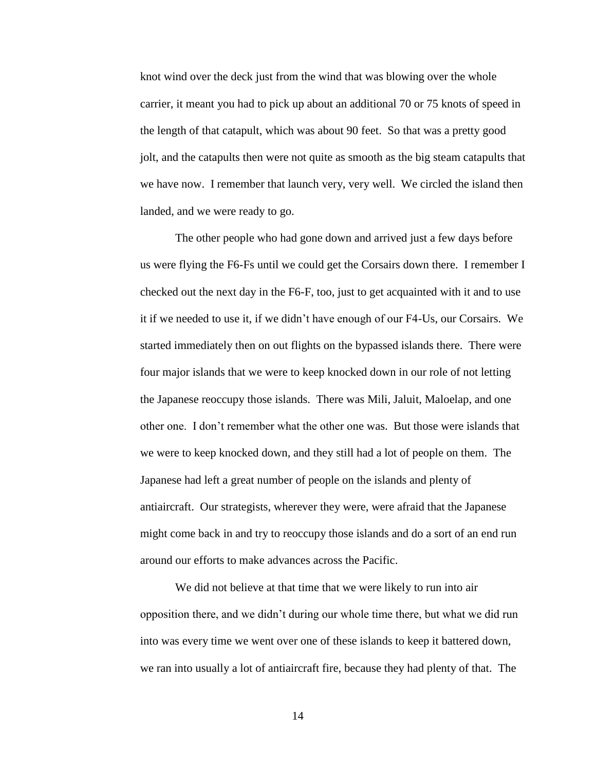knot wind over the deck just from the wind that was blowing over the whole carrier, it meant you had to pick up about an additional 70 or 75 knots of speed in the length of that catapult, which was about 90 feet. So that was a pretty good jolt, and the catapults then were not quite as smooth as the big steam catapults that we have now. I remember that launch very, very well. We circled the island then landed, and we were ready to go.

The other people who had gone down and arrived just a few days before us were flying the F6-Fs until we could get the Corsairs down there. I remember I checked out the next day in the F6-F, too, just to get acquainted with it and to use it if we needed to use it, if we didn't have enough of our F4-Us, our Corsairs. We started immediately then on out flights on the bypassed islands there. There were four major islands that we were to keep knocked down in our role of not letting the Japanese reoccupy those islands. There was Mili, Jaluit, Maloelap, and one other one. I don't remember what the other one was. But those were islands that we were to keep knocked down, and they still had a lot of people on them. The Japanese had left a great number of people on the islands and plenty of antiaircraft. Our strategists, wherever they were, were afraid that the Japanese might come back in and try to reoccupy those islands and do a sort of an end run around our efforts to make advances across the Pacific.

We did not believe at that time that we were likely to run into air opposition there, and we didn't during our whole time there, but what we did run into was every time we went over one of these islands to keep it battered down, we ran into usually a lot of antiaircraft fire, because they had plenty of that. The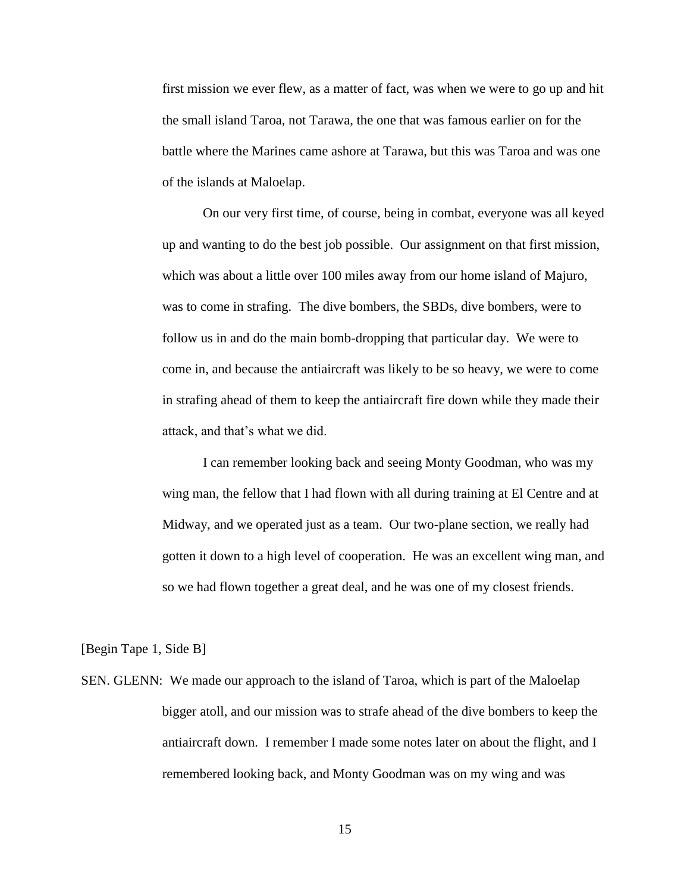first mission we ever flew, as a matter of fact, was when we were to go up and hit the small island Taroa, not Tarawa, the one that was famous earlier on for the battle where the Marines came ashore at Tarawa, but this was Taroa and was one of the islands at Maloelap.

On our very first time, of course, being in combat, everyone was all keyed up and wanting to do the best job possible. Our assignment on that first mission, which was about a little over 100 miles away from our home island of Majuro, was to come in strafing. The dive bombers, the SBDs, dive bombers, were to follow us in and do the main bomb-dropping that particular day. We were to come in, and because the antiaircraft was likely to be so heavy, we were to come in strafing ahead of them to keep the antiaircraft fire down while they made their attack, and that's what we did.

I can remember looking back and seeing Monty Goodman, who was my wing man, the fellow that I had flown with all during training at El Centre and at Midway, and we operated just as a team. Our two-plane section, we really had gotten it down to a high level of cooperation. He was an excellent wing man, and so we had flown together a great deal, and he was one of my closest friends.

[Begin Tape 1, Side B]

SEN. GLENN: We made our approach to the island of Taroa, which is part of the Maloelap bigger atoll, and our mission was to strafe ahead of the dive bombers to keep the antiaircraft down. I remember I made some notes later on about the flight, and I remembered looking back, and Monty Goodman was on my wing and was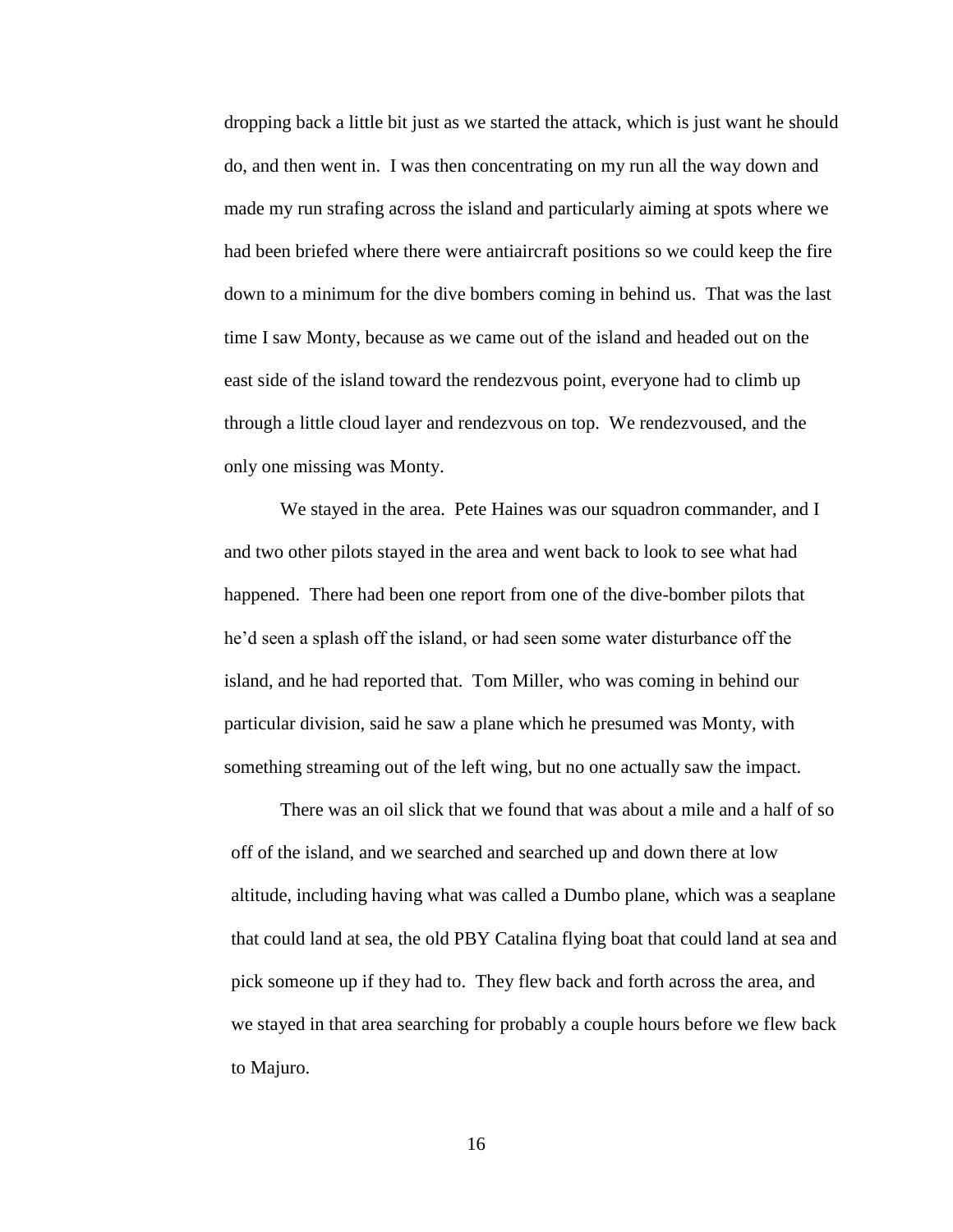dropping back a little bit just as we started the attack, which is just want he should do, and then went in. I was then concentrating on my run all the way down and made my run strafing across the island and particularly aiming at spots where we had been briefed where there were antiaircraft positions so we could keep the fire down to a minimum for the dive bombers coming in behind us. That was the last time I saw Monty, because as we came out of the island and headed out on the east side of the island toward the rendezvous point, everyone had to climb up through a little cloud layer and rendezvous on top. We rendezvoused, and the only one missing was Monty.

We stayed in the area. Pete Haines was our squadron commander, and I and two other pilots stayed in the area and went back to look to see what had happened. There had been one report from one of the dive-bomber pilots that he'd seen a splash off the island, or had seen some water disturbance off the island, and he had reported that. Tom Miller, who was coming in behind our particular division, said he saw a plane which he presumed was Monty, with something streaming out of the left wing, but no one actually saw the impact.

There was an oil slick that we found that was about a mile and a half of so off of the island, and we searched and searched up and down there at low altitude, including having what was called a Dumbo plane, which was a seaplane that could land at sea, the old PBY Catalina flying boat that could land at sea and pick someone up if they had to. They flew back and forth across the area, and we stayed in that area searching for probably a couple hours before we flew back to Majuro.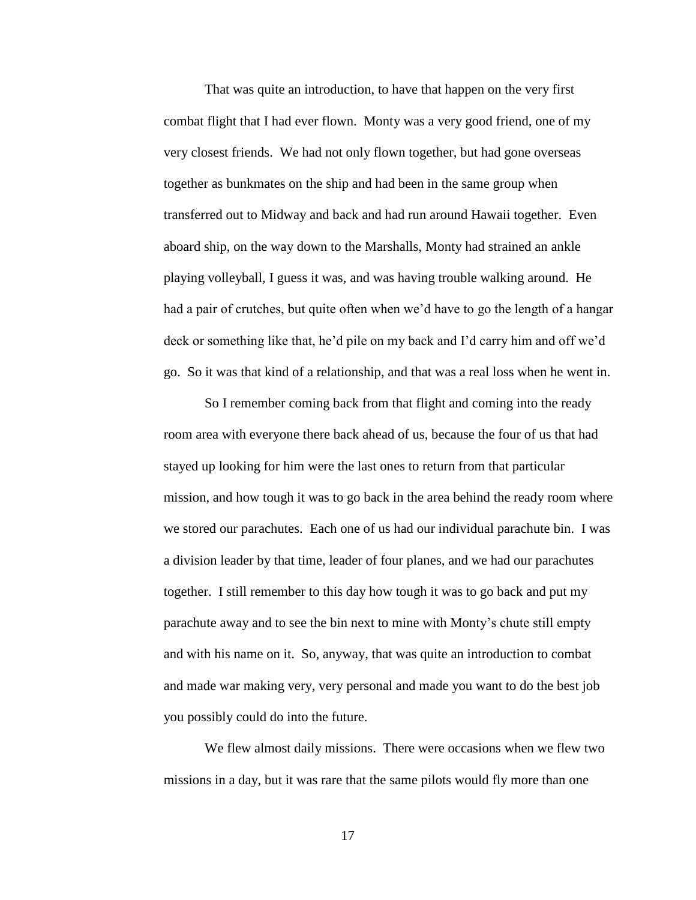That was quite an introduction, to have that happen on the very first combat flight that I had ever flown. Monty was a very good friend, one of my very closest friends. We had not only flown together, but had gone overseas together as bunkmates on the ship and had been in the same group when transferred out to Midway and back and had run around Hawaii together. Even aboard ship, on the way down to the Marshalls, Monty had strained an ankle playing volleyball, I guess it was, and was having trouble walking around. He had a pair of crutches, but quite often when we'd have to go the length of a hangar deck or something like that, he'd pile on my back and I'd carry him and off we'd go. So it was that kind of a relationship, and that was a real loss when he went in.

So I remember coming back from that flight and coming into the ready room area with everyone there back ahead of us, because the four of us that had stayed up looking for him were the last ones to return from that particular mission, and how tough it was to go back in the area behind the ready room where we stored our parachutes. Each one of us had our individual parachute bin. I was a division leader by that time, leader of four planes, and we had our parachutes together. I still remember to this day how tough it was to go back and put my parachute away and to see the bin next to mine with Monty's chute still empty and with his name on it. So, anyway, that was quite an introduction to combat and made war making very, very personal and made you want to do the best job you possibly could do into the future.

We flew almost daily missions. There were occasions when we flew two missions in a day, but it was rare that the same pilots would fly more than one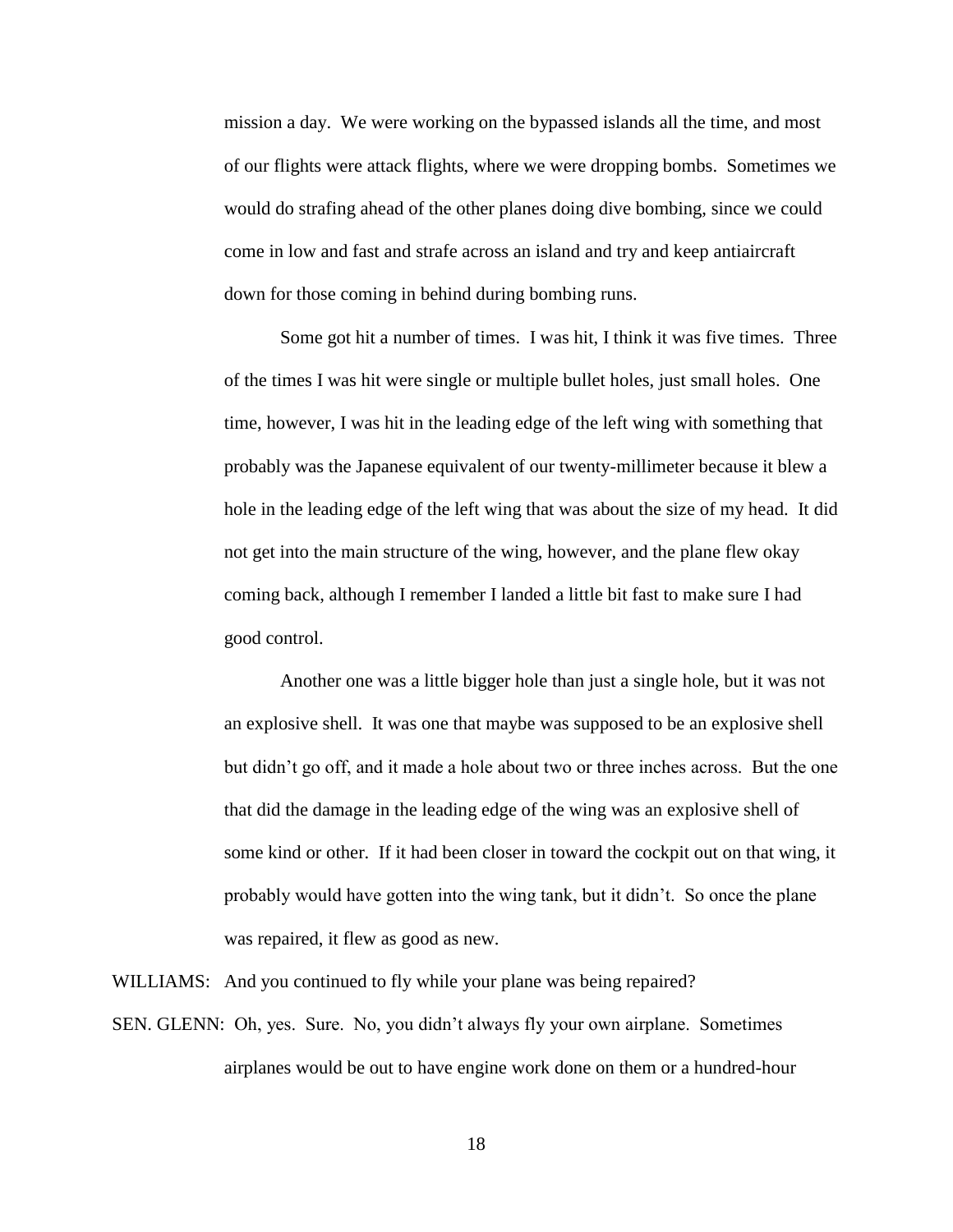mission a day. We were working on the bypassed islands all the time, and most of our flights were attack flights, where we were dropping bombs. Sometimes we would do strafing ahead of the other planes doing dive bombing, since we could come in low and fast and strafe across an island and try and keep antiaircraft down for those coming in behind during bombing runs.

Some got hit a number of times. I was hit, I think it was five times. Three of the times I was hit were single or multiple bullet holes, just small holes. One time, however, I was hit in the leading edge of the left wing with something that probably was the Japanese equivalent of our twenty-millimeter because it blew a hole in the leading edge of the left wing that was about the size of my head. It did not get into the main structure of the wing, however, and the plane flew okay coming back, although I remember I landed a little bit fast to make sure I had good control.

Another one was a little bigger hole than just a single hole, but it was not an explosive shell. It was one that maybe was supposed to be an explosive shell but didn't go off, and it made a hole about two or three inches across. But the one that did the damage in the leading edge of the wing was an explosive shell of some kind or other. If it had been closer in toward the cockpit out on that wing, it probably would have gotten into the wing tank, but it didn't. So once the plane was repaired, it flew as good as new.

WILLIAMS: And you continued to fly while your plane was being repaired?

SEN. GLENN: Oh, yes. Sure. No, you didn't always fly your own airplane. Sometimes airplanes would be out to have engine work done on them or a hundred-hour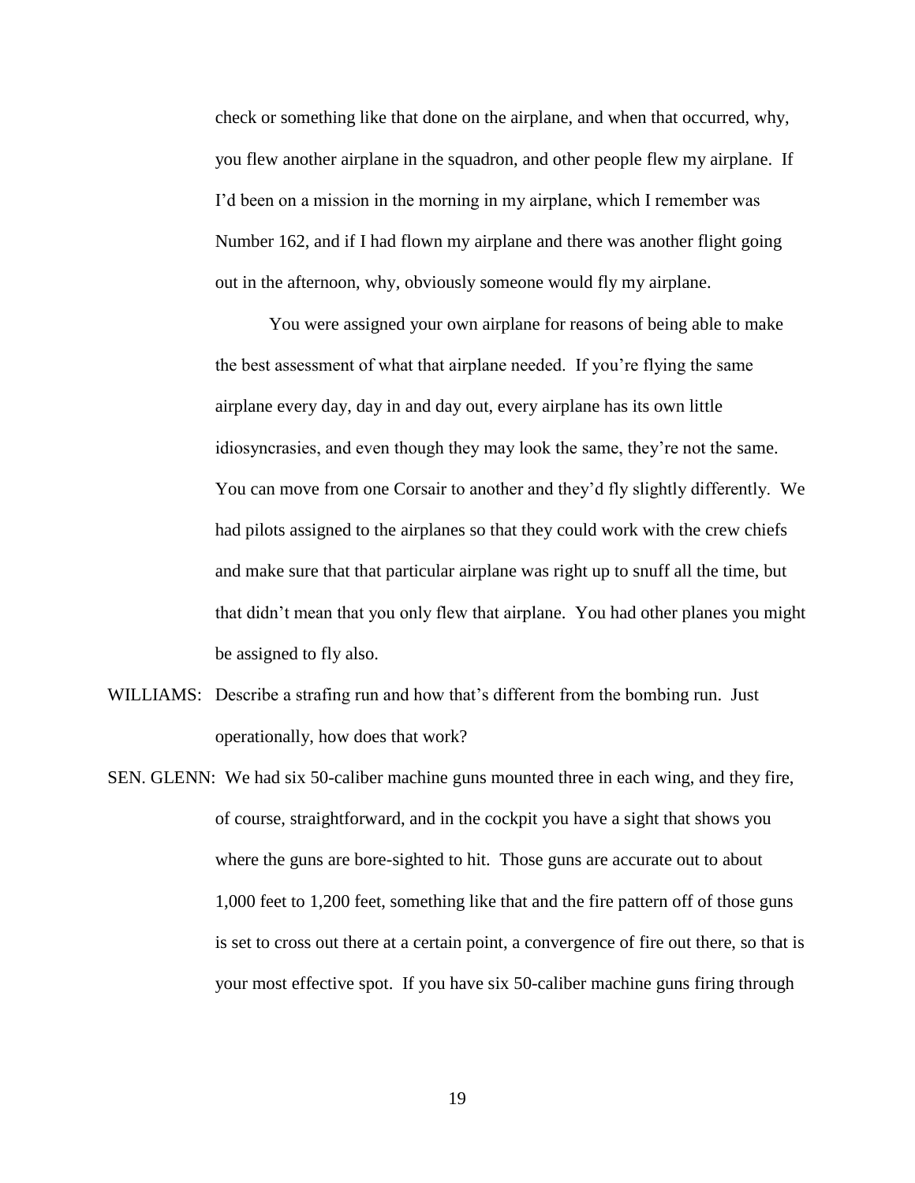check or something like that done on the airplane, and when that occurred, why, you flew another airplane in the squadron, and other people flew my airplane. If I'd been on a mission in the morning in my airplane, which I remember was Number 162, and if I had flown my airplane and there was another flight going out in the afternoon, why, obviously someone would fly my airplane.

You were assigned your own airplane for reasons of being able to make the best assessment of what that airplane needed. If you're flying the same airplane every day, day in and day out, every airplane has its own little idiosyncrasies, and even though they may look the same, they're not the same. You can move from one Corsair to another and they'd fly slightly differently. We had pilots assigned to the airplanes so that they could work with the crew chiefs and make sure that that particular airplane was right up to snuff all the time, but that didn't mean that you only flew that airplane. You had other planes you might be assigned to fly also.

WILLIAMS: Describe a strafing run and how that's different from the bombing run. Just operationally, how does that work?

SEN. GLENN: We had six 50-caliber machine guns mounted three in each wing, and they fire, of course, straightforward, and in the cockpit you have a sight that shows you where the guns are bore-sighted to hit. Those guns are accurate out to about 1,000 feet to 1,200 feet, something like that and the fire pattern off of those guns is set to cross out there at a certain point, a convergence of fire out there, so that is your most effective spot. If you have six 50-caliber machine guns firing through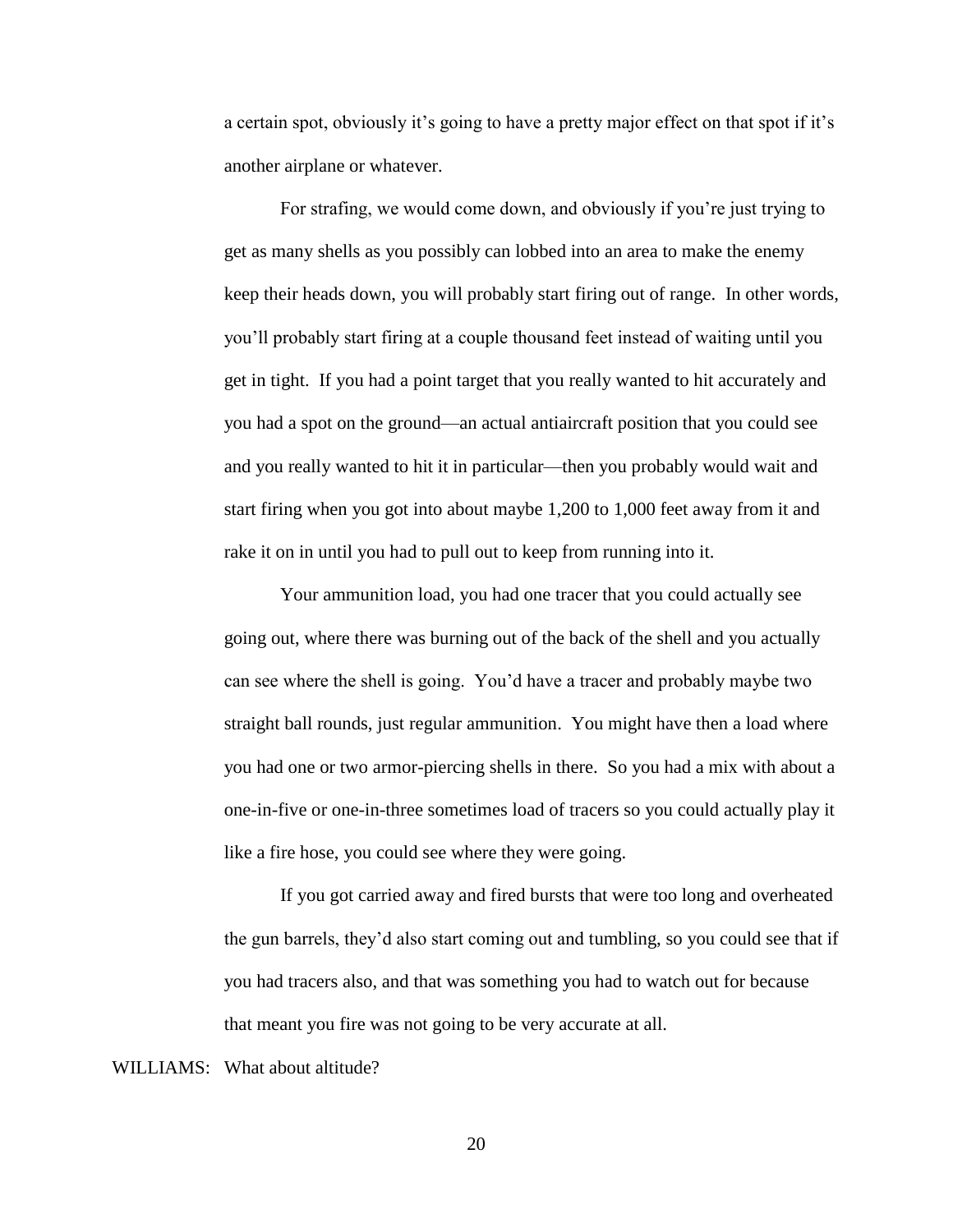a certain spot, obviously it's going to have a pretty major effect on that spot if it's another airplane or whatever.

For strafing, we would come down, and obviously if you're just trying to get as many shells as you possibly can lobbed into an area to make the enemy keep their heads down, you will probably start firing out of range. In other words, you'll probably start firing at a couple thousand feet instead of waiting until you get in tight. If you had a point target that you really wanted to hit accurately and you had a spot on the ground—an actual antiaircraft position that you could see and you really wanted to hit it in particular—then you probably would wait and start firing when you got into about maybe 1,200 to 1,000 feet away from it and rake it on in until you had to pull out to keep from running into it.

Your ammunition load, you had one tracer that you could actually see going out, where there was burning out of the back of the shell and you actually can see where the shell is going. You'd have a tracer and probably maybe two straight ball rounds, just regular ammunition. You might have then a load where you had one or two armor-piercing shells in there. So you had a mix with about a one-in-five or one-in-three sometimes load of tracers so you could actually play it like a fire hose, you could see where they were going.

If you got carried away and fired bursts that were too long and overheated the gun barrels, they'd also start coming out and tumbling, so you could see that if you had tracers also, and that was something you had to watch out for because that meant you fire was not going to be very accurate at all.

WILLIAMS: What about altitude?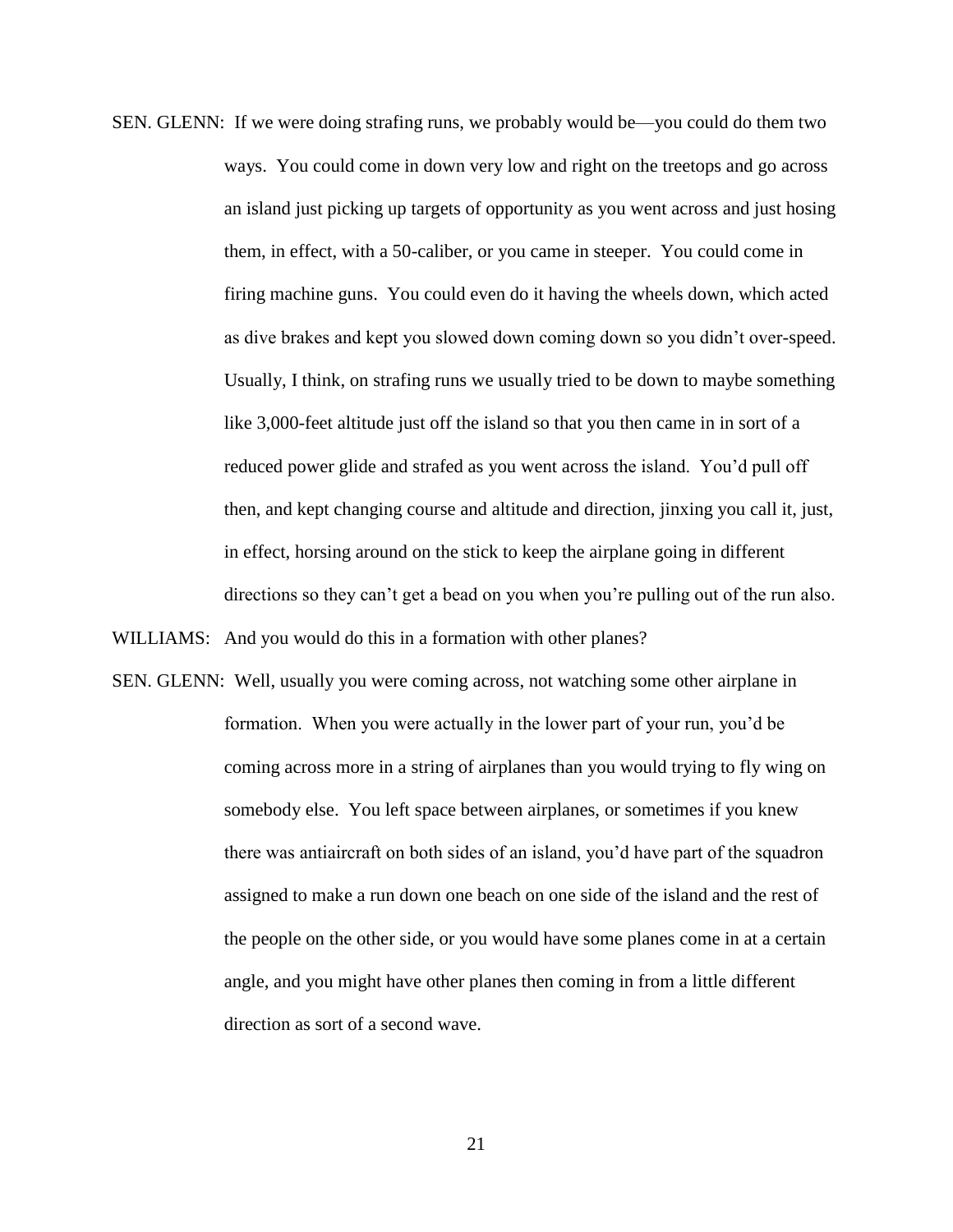SEN. GLENN: If we were doing strafing runs, we probably would be—you could do them two ways. You could come in down very low and right on the treetops and go across an island just picking up targets of opportunity as you went across and just hosing them, in effect, with a 50-caliber, or you came in steeper. You could come in firing machine guns. You could even do it having the wheels down, which acted as dive brakes and kept you slowed down coming down so you didn't over-speed. Usually, I think, on strafing runs we usually tried to be down to maybe something like 3,000-feet altitude just off the island so that you then came in in sort of a reduced power glide and strafed as you went across the island. You'd pull off then, and kept changing course and altitude and direction, jinxing you call it, just, in effect, horsing around on the stick to keep the airplane going in different directions so they can't get a bead on you when you're pulling out of the run also.

WILLIAMS: And you would do this in a formation with other planes?

SEN. GLENN: Well, usually you were coming across, not watching some other airplane in formation. When you were actually in the lower part of your run, you'd be coming across more in a string of airplanes than you would trying to fly wing on somebody else. You left space between airplanes, or sometimes if you knew there was antiaircraft on both sides of an island, you'd have part of the squadron assigned to make a run down one beach on one side of the island and the rest of the people on the other side, or you would have some planes come in at a certain angle, and you might have other planes then coming in from a little different direction as sort of a second wave.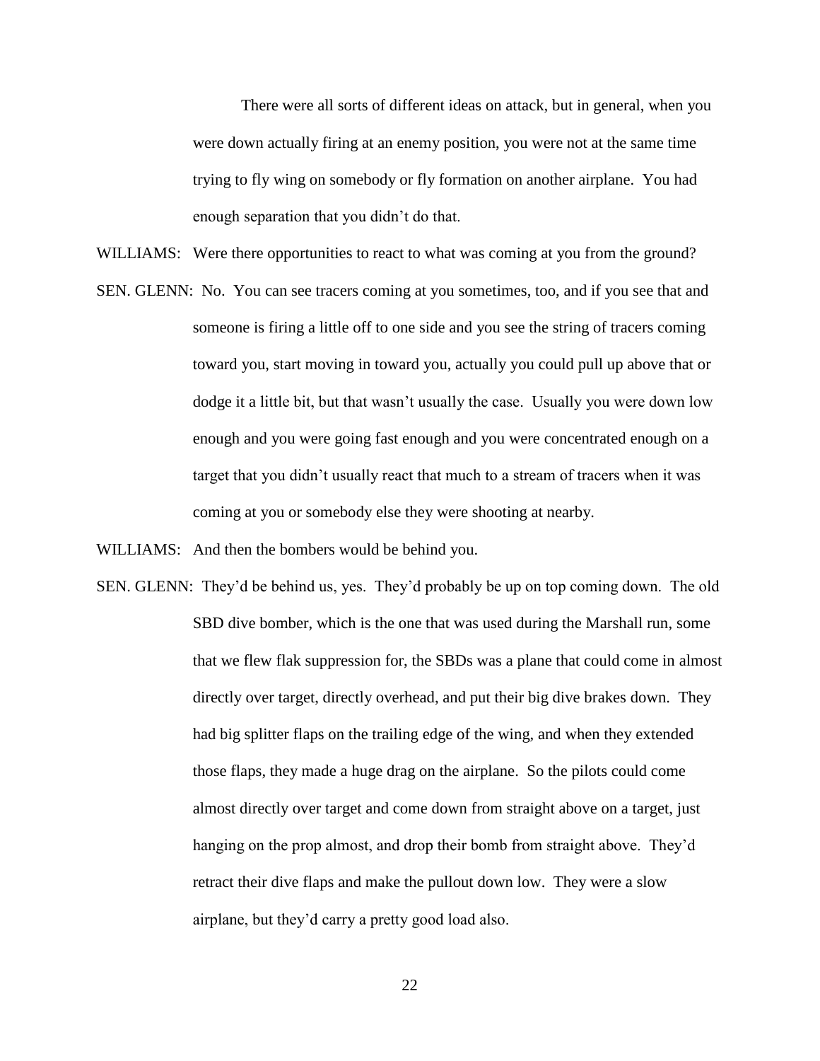There were all sorts of different ideas on attack, but in general, when you were down actually firing at an enemy position, you were not at the same time trying to fly wing on somebody or fly formation on another airplane. You had enough separation that you didn't do that.

WILLIAMS: Were there opportunities to react to what was coming at you from the ground?

SEN. GLENN: No. You can see tracers coming at you sometimes, too, and if you see that and someone is firing a little off to one side and you see the string of tracers coming toward you, start moving in toward you, actually you could pull up above that or dodge it a little bit, but that wasn't usually the case. Usually you were down low enough and you were going fast enough and you were concentrated enough on a target that you didn't usually react that much to a stream of tracers when it was coming at you or somebody else they were shooting at nearby.

WILLIAMS: And then the bombers would be behind you.

SEN. GLENN: They'd be behind us, yes. They'd probably be up on top coming down. The old SBD dive bomber, which is the one that was used during the Marshall run, some that we flew flak suppression for, the SBDs was a plane that could come in almost directly over target, directly overhead, and put their big dive brakes down. They had big splitter flaps on the trailing edge of the wing, and when they extended those flaps, they made a huge drag on the airplane. So the pilots could come almost directly over target and come down from straight above on a target, just hanging on the prop almost, and drop their bomb from straight above. They'd retract their dive flaps and make the pullout down low. They were a slow airplane, but they'd carry a pretty good load also.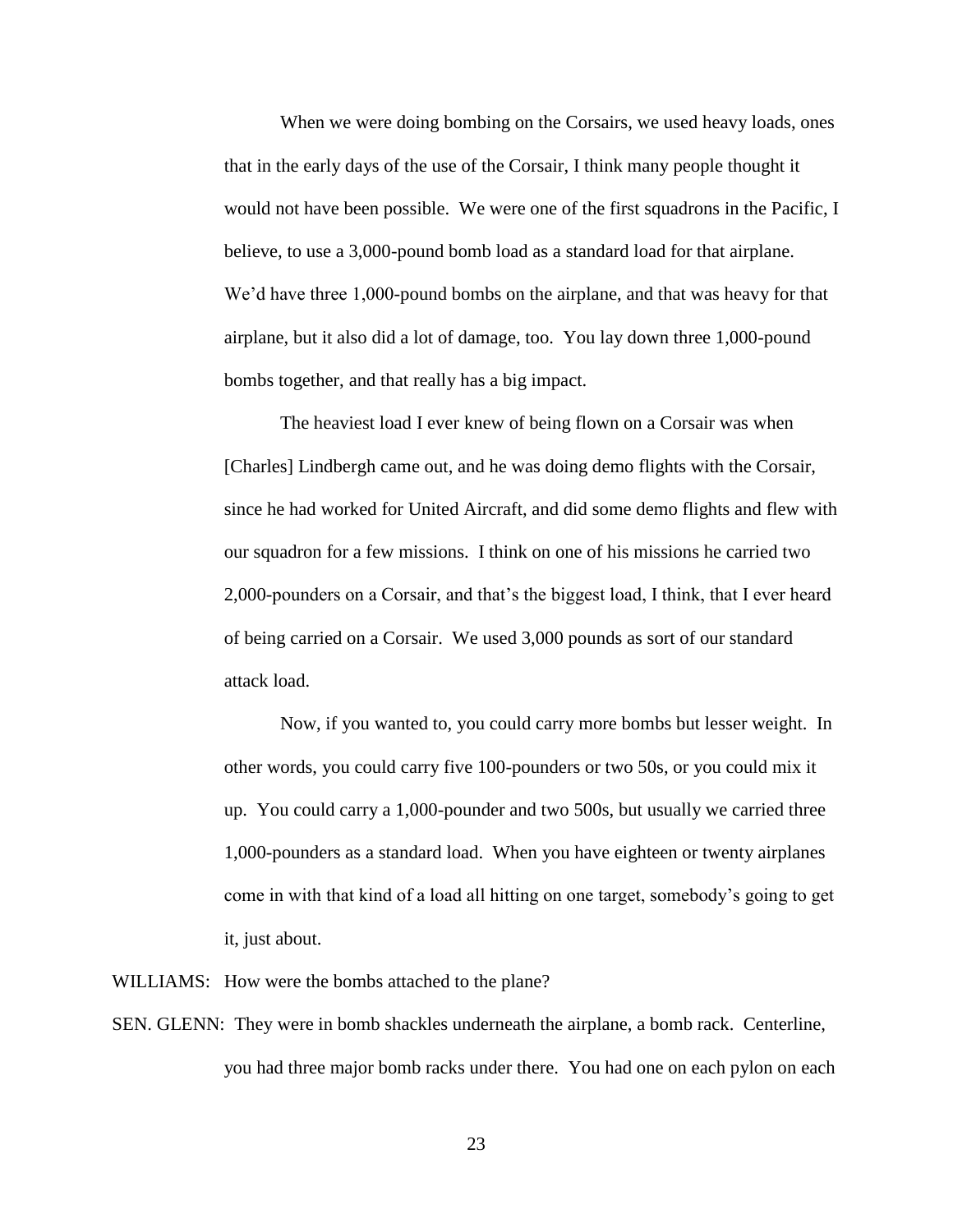When we were doing bombing on the Corsairs, we used heavy loads, ones that in the early days of the use of the Corsair, I think many people thought it would not have been possible. We were one of the first squadrons in the Pacific, I believe, to use a 3,000-pound bomb load as a standard load for that airplane. We'd have three 1,000-pound bombs on the airplane, and that was heavy for that airplane, but it also did a lot of damage, too. You lay down three 1,000-pound bombs together, and that really has a big impact.

The heaviest load I ever knew of being flown on a Corsair was when [Charles] Lindbergh came out, and he was doing demo flights with the Corsair, since he had worked for United Aircraft, and did some demo flights and flew with our squadron for a few missions. I think on one of his missions he carried two 2,000-pounders on a Corsair, and that's the biggest load, I think, that I ever heard of being carried on a Corsair. We used 3,000 pounds as sort of our standard attack load.

Now, if you wanted to, you could carry more bombs but lesser weight. In other words, you could carry five 100-pounders or two 50s, or you could mix it up. You could carry a 1,000-pounder and two 500s, but usually we carried three 1,000-pounders as a standard load. When you have eighteen or twenty airplanes come in with that kind of a load all hitting on one target, somebody's going to get it, just about.

WILLIAMS: How were the bombs attached to the plane?

SEN. GLENN: They were in bomb shackles underneath the airplane, a bomb rack. Centerline, you had three major bomb racks under there. You had one on each pylon on each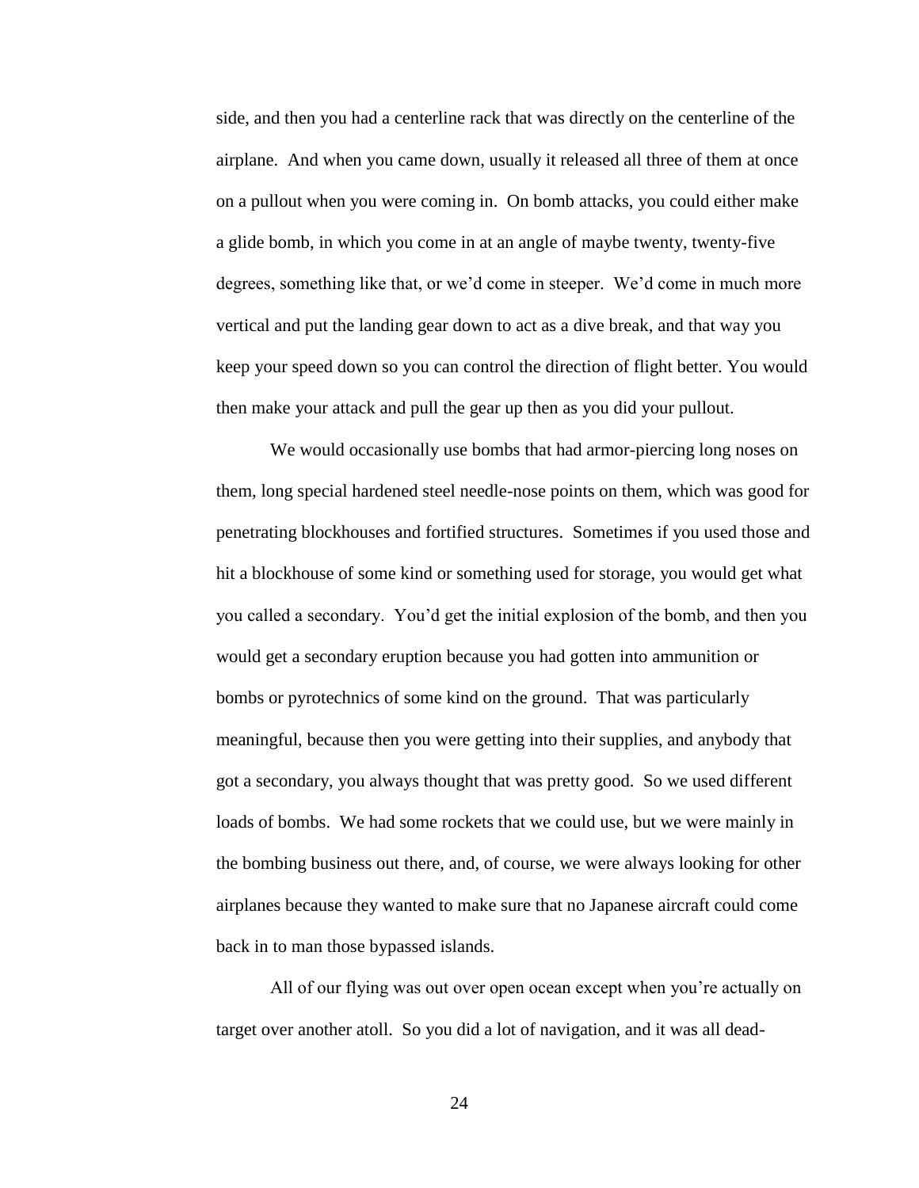side, and then you had a centerline rack that was directly on the centerline of the airplane. And when you came down, usually it released all three of them at once on a pullout when you were coming in. On bomb attacks, you could either make a glide bomb, in which you come in at an angle of maybe twenty, twenty-five degrees, something like that, or we'd come in steeper. We'd come in much more vertical and put the landing gear down to act as a dive break, and that way you keep your speed down so you can control the direction of flight better. You would then make your attack and pull the gear up then as you did your pullout.

We would occasionally use bombs that had armor-piercing long noses on them, long special hardened steel needle-nose points on them, which was good for penetrating blockhouses and fortified structures. Sometimes if you used those and hit a blockhouse of some kind or something used for storage, you would get what you called a secondary. You'd get the initial explosion of the bomb, and then you would get a secondary eruption because you had gotten into ammunition or bombs or pyrotechnics of some kind on the ground. That was particularly meaningful, because then you were getting into their supplies, and anybody that got a secondary, you always thought that was pretty good. So we used different loads of bombs. We had some rockets that we could use, but we were mainly in the bombing business out there, and, of course, we were always looking for other airplanes because they wanted to make sure that no Japanese aircraft could come back in to man those bypassed islands.

All of our flying was out over open ocean except when you're actually on target over another atoll. So you did a lot of navigation, and it was all dead-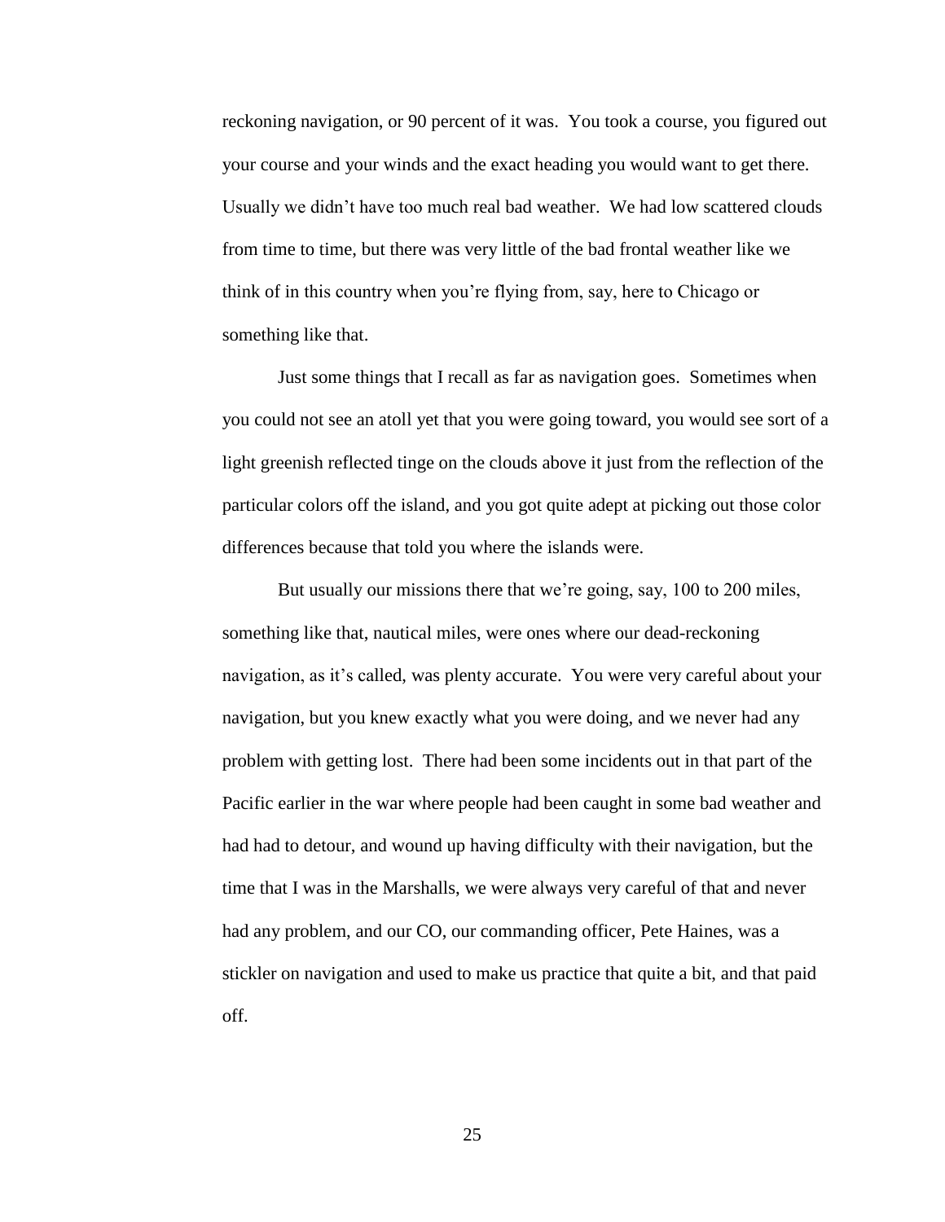reckoning navigation, or 90 percent of it was. You took a course, you figured out your course and your winds and the exact heading you would want to get there. Usually we didn't have too much real bad weather. We had low scattered clouds from time to time, but there was very little of the bad frontal weather like we think of in this country when you're flying from, say, here to Chicago or something like that.

Just some things that I recall as far as navigation goes. Sometimes when you could not see an atoll yet that you were going toward, you would see sort of a light greenish reflected tinge on the clouds above it just from the reflection of the particular colors off the island, and you got quite adept at picking out those color differences because that told you where the islands were.

But usually our missions there that we're going, say, 100 to 200 miles, something like that, nautical miles, were ones where our dead-reckoning navigation, as it's called, was plenty accurate. You were very careful about your navigation, but you knew exactly what you were doing, and we never had any problem with getting lost. There had been some incidents out in that part of the Pacific earlier in the war where people had been caught in some bad weather and had had to detour, and wound up having difficulty with their navigation, but the time that I was in the Marshalls, we were always very careful of that and never had any problem, and our CO, our commanding officer, Pete Haines, was a stickler on navigation and used to make us practice that quite a bit, and that paid off.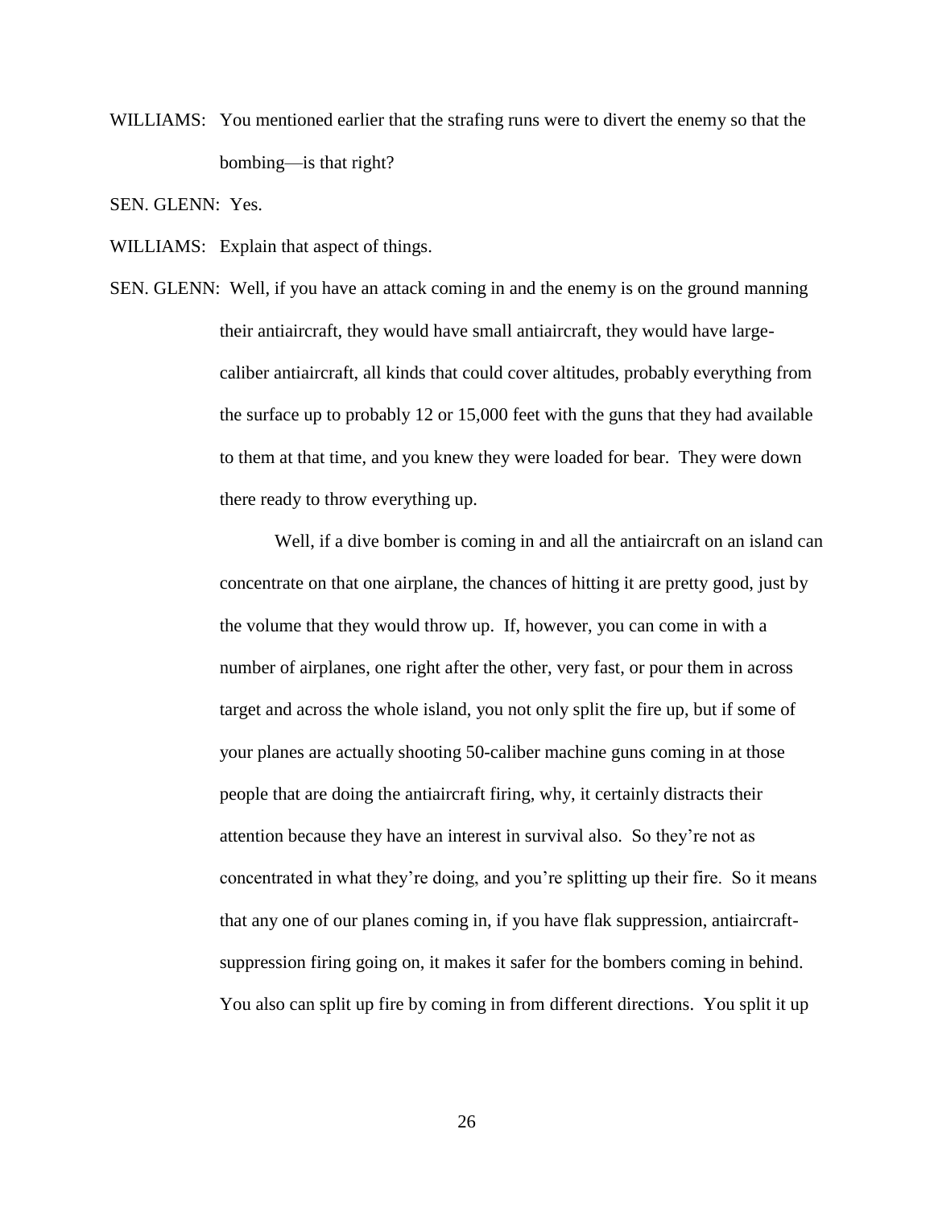WILLIAMS: You mentioned earlier that the strafing runs were to divert the enemy so that the bombing—is that right?

SEN. GLENN: Yes.

WILLIAMS: Explain that aspect of things.

SEN. GLENN: Well, if you have an attack coming in and the enemy is on the ground manning their antiaircraft, they would have small antiaircraft, they would have large-caliber antiaircraft, all kinds that could cover altitudes, probably everything from the surface up to probably 12 or 15,000 feet with the guns that they had available to them at that time, and you knew they were loaded for bear. They were down there ready to throw everything up.

Well, if a dive bomber is coming in and all the antiaircraft on an island can concentrate on that one airplane, the chances of hitting it are pretty good, just by the volume that they would throw up. If, however, you can come in with a number of airplanes, one right after the other, very fast, or pour them in across target and across the whole island, you not only split the fire up, but if some of your planes are actually shooting 50-caliber machine guns coming in at those people that are doing the antiaircraft firing, why, it certainly distracts their attention because they have an interest in survival also. So they're not as concentrated in what they're doing, and you're splitting up their fire. So it means that any one of our planes coming in, if you have flak suppression, antiaircraft-suppression firing going on, it makes it safer for the bombers coming in behind. You also can split up fire by coming in from different directions. You split it up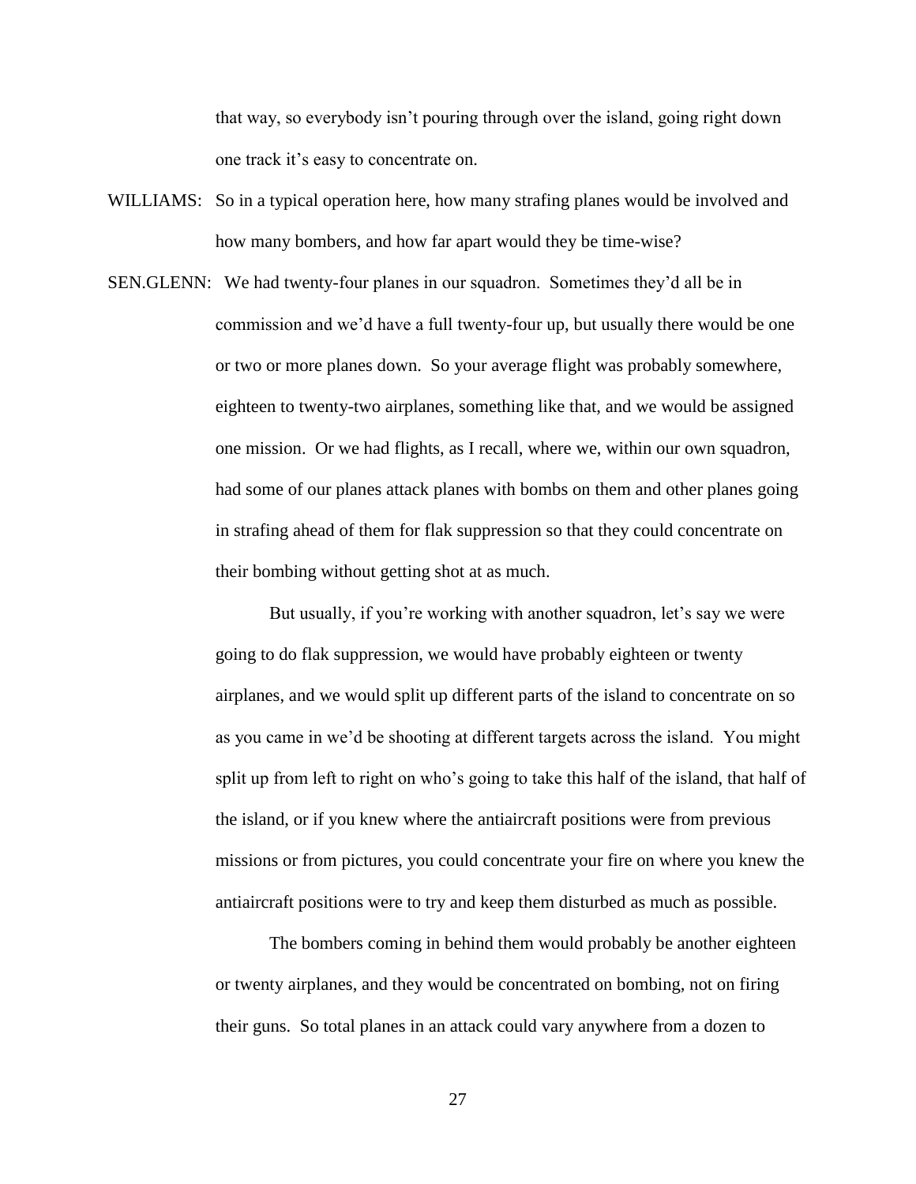that way, so everybody isn't pouring through over the island, going right down one track it's easy to concentrate on.

WILLIAMS: So in a typical operation here, how many strafing planes would be involved and how many bombers, and how far apart would they be time-wise?

SEN.GLENN: We had twenty-four planes in our squadron. Sometimes they'd all be in commission and we'd have a full twenty-four up, but usually there would be one or two or more planes down. So your average flight was probably somewhere, eighteen to twenty-two airplanes, something like that, and we would be assigned one mission. Or we had flights, as I recall, where we, within our own squadron, had some of our planes attack planes with bombs on them and other planes going in strafing ahead of them for flak suppression so that they could concentrate on their bombing without getting shot at as much.

But usually, if you're working with another squadron, let's say we were going to do flak suppression, we would have probably eighteen or twenty airplanes, and we would split up different parts of the island to concentrate on so as you came in we'd be shooting at different targets across the island. You might split up from left to right on who's going to take this half of the island, that half of the island, or if you knew where the antiaircraft positions were from previous missions or from pictures, you could concentrate your fire on where you knew the antiaircraft positions were to try and keep them disturbed as much as possible.

The bombers coming in behind them would probably be another eighteen or twenty airplanes, and they would be concentrated on bombing, not on firing their guns. So total planes in an attack could vary anywhere from a dozen to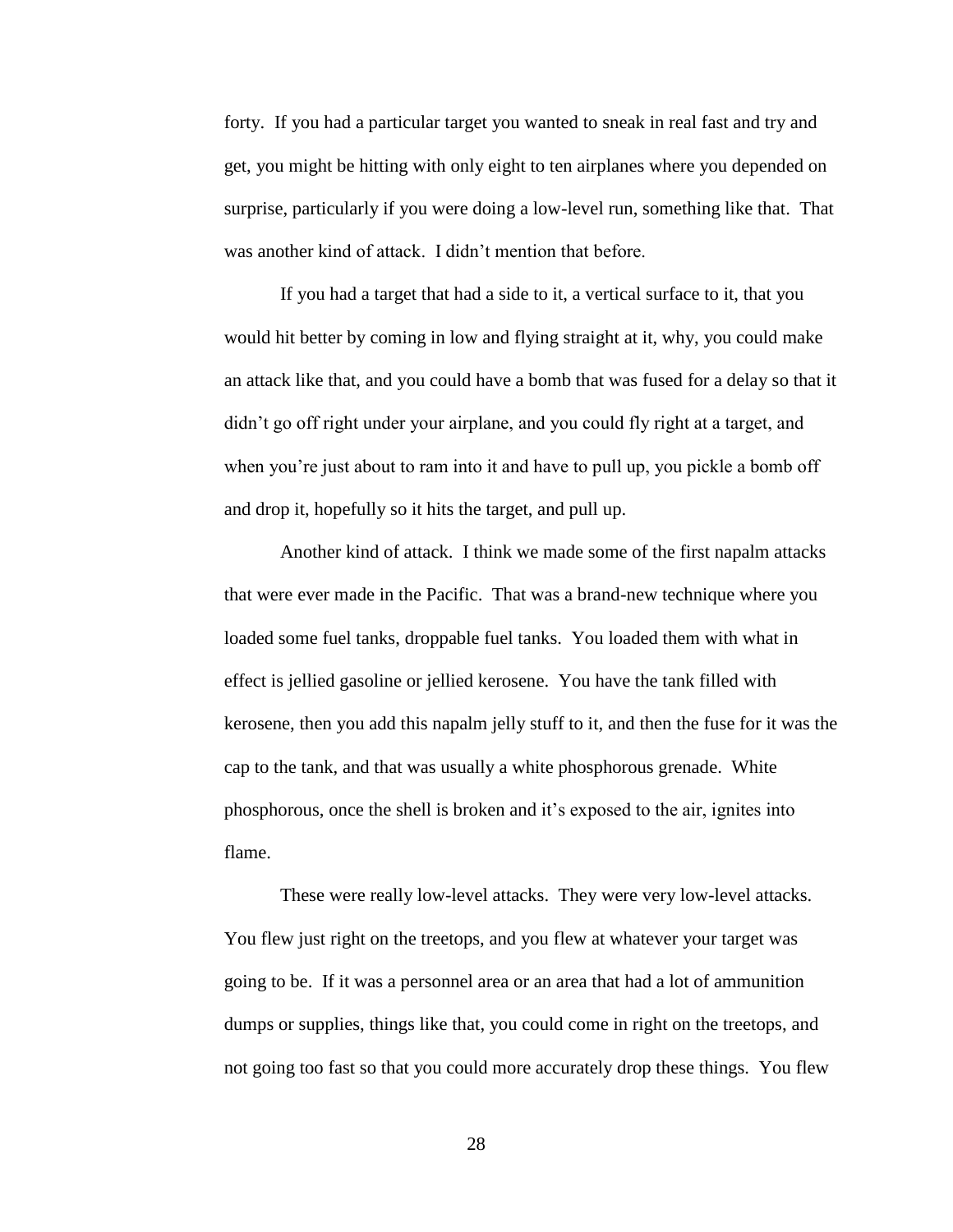forty. If you had a particular target you wanted to sneak in real fast and try and get, you might be hitting with only eight to ten airplanes where you depended on surprise, particularly if you were doing a low-level run, something like that. That was another kind of attack. I didn't mention that before.

If you had a target that had a side to it, a vertical surface to it, that you would hit better by coming in low and flying straight at it, why, you could make an attack like that, and you could have a bomb that was fused for a delay so that it didn't go off right under your airplane, and you could fly right at a target, and when you're just about to ram into it and have to pull up, you pickle a bomb off and drop it, hopefully so it hits the target, and pull up.

Another kind of attack. I think we made some of the first napalm attacks that were ever made in the Pacific. That was a brand-new technique where you loaded some fuel tanks, droppable fuel tanks. You loaded them with what in effect is jellied gasoline or jellied kerosene. You have the tank filled with kerosene, then you add this napalm jelly stuff to it, and then the fuse for it was the cap to the tank, and that was usually a white phosphorous grenade. White phosphorous, once the shell is broken and it's exposed to the air, ignites into flame.

These were really low-level attacks. They were very low-level attacks. You flew just right on the treetops, and you flew at whatever your target was going to be. If it was a personnel area or an area that had a lot of ammunition dumps or supplies, things like that, you could come in right on the treetops, and not going too fast so that you could more accurately drop these things. You flew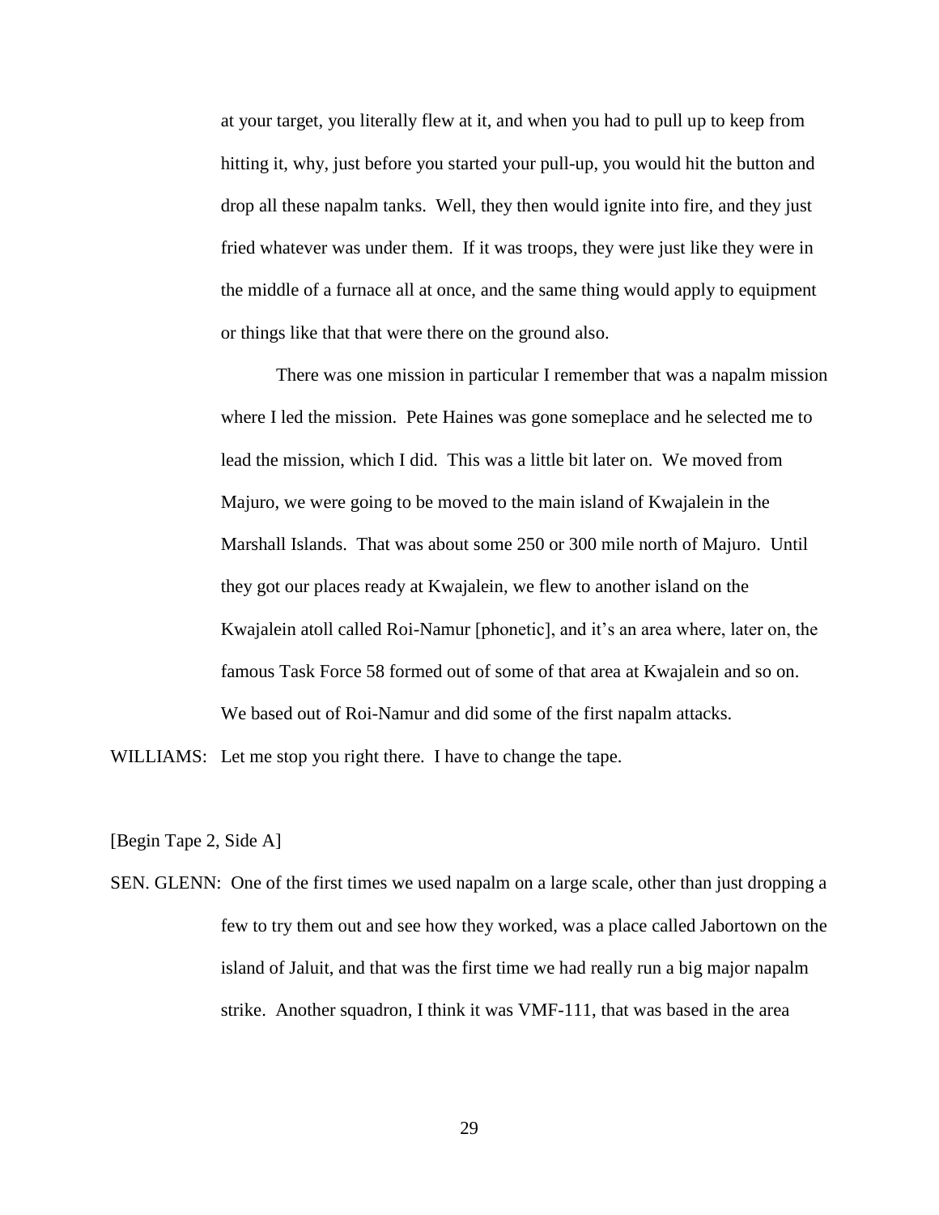at your target, you literally flew at it, and when you had to pull up to keep from hitting it, why, just before you started your pull-up, you would hit the button and drop all these napalm tanks. Well, they then would ignite into fire, and they just fried whatever was under them. If it was troops, they were just like they were in the middle of a furnace all at once, and the same thing would apply to equipment or things like that that were there on the ground also.

There was one mission in particular I remember that was a napalm mission where I led the mission. Pete Haines was gone someplace and he selected me to lead the mission, which I did. This was a little bit later on. We moved from Majuro, we were going to be moved to the main island of Kwajalein in the Marshall Islands. That was about some 250 or 300 mile north of Majuro. Until they got our places ready at Kwajalein, we flew to another island on the Kwajalein atoll called Roi-Namur [phonetic], and it's an area where, later on, the famous Task Force 58 formed out of some of that area at Kwajalein and so on. We based out of Roi-Namur and did some of the first napalm attacks.

WILLIAMS: Let me stop you right there. I have to change the tape.

[Begin Tape 2, Side A]

SEN. GLENN: One of the first times we used napalm on a large scale, other than just dropping a few to try them out and see how they worked, was a place called Jabortown on the island of Jaluit, and that was the first time we had really run a big major napalm strike. Another squadron, I think it was VMF-111, that was based in the area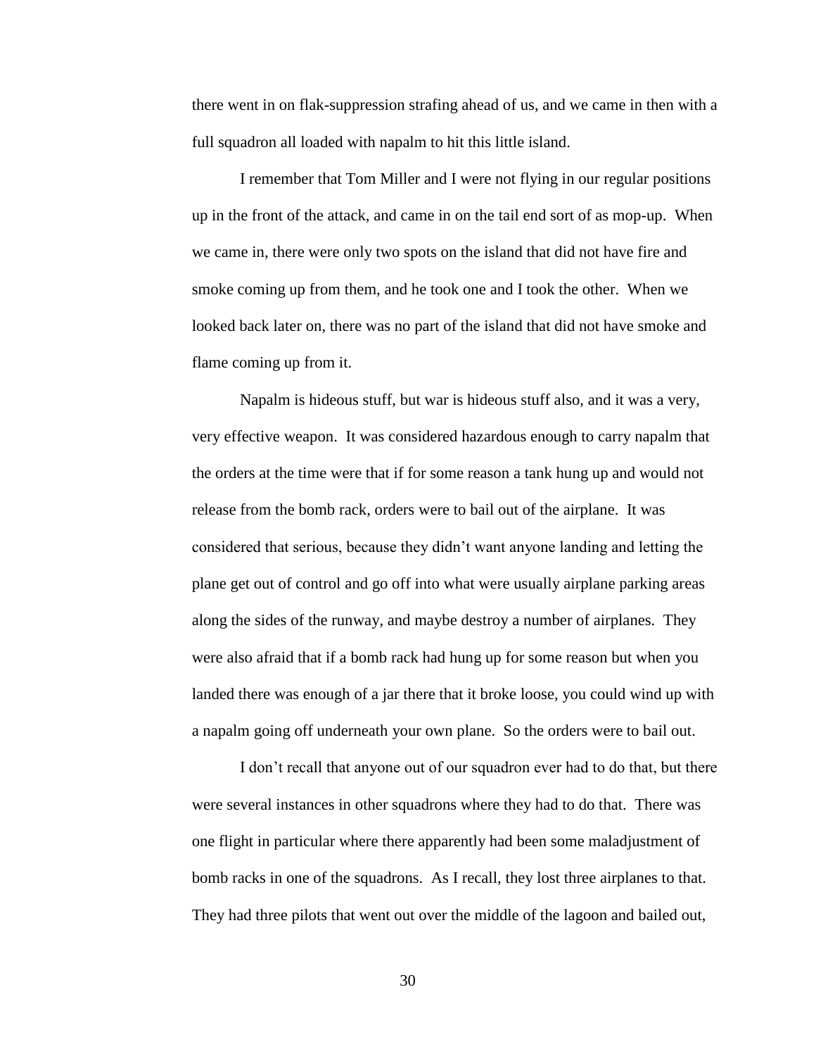there went in on flak-suppression strafing ahead of us, and we came in then with a full squadron all loaded with napalm to hit this little island.

I remember that Tom Miller and I were not flying in our regular positions up in the front of the attack, and came in on the tail end sort of as mop-up. When we came in, there were only two spots on the island that did not have fire and smoke coming up from them, and he took one and I took the other. When we looked back later on, there was no part of the island that did not have smoke and flame coming up from it.

Napalm is hideous stuff, but war is hideous stuff also, and it was a very, very effective weapon. It was considered hazardous enough to carry napalm that the orders at the time were that if for some reason a tank hung up and would not release from the bomb rack, orders were to bail out of the airplane. It was considered that serious, because they didn't want anyone landing and letting the plane get out of control and go off into what were usually airplane parking areas along the sides of the runway, and maybe destroy a number of airplanes. They were also afraid that if a bomb rack had hung up for some reason but when you landed there was enough of a jar there that it broke loose, you could wind up with a napalm going off underneath your own plane. So the orders were to bail out.

I don't recall that anyone out of our squadron ever had to do that, but there were several instances in other squadrons where they had to do that. There was one flight in particular where there apparently had been some maladjustment of bomb racks in one of the squadrons. As I recall, they lost three airplanes to that. They had three pilots that went out over the middle of the lagoon and bailed out,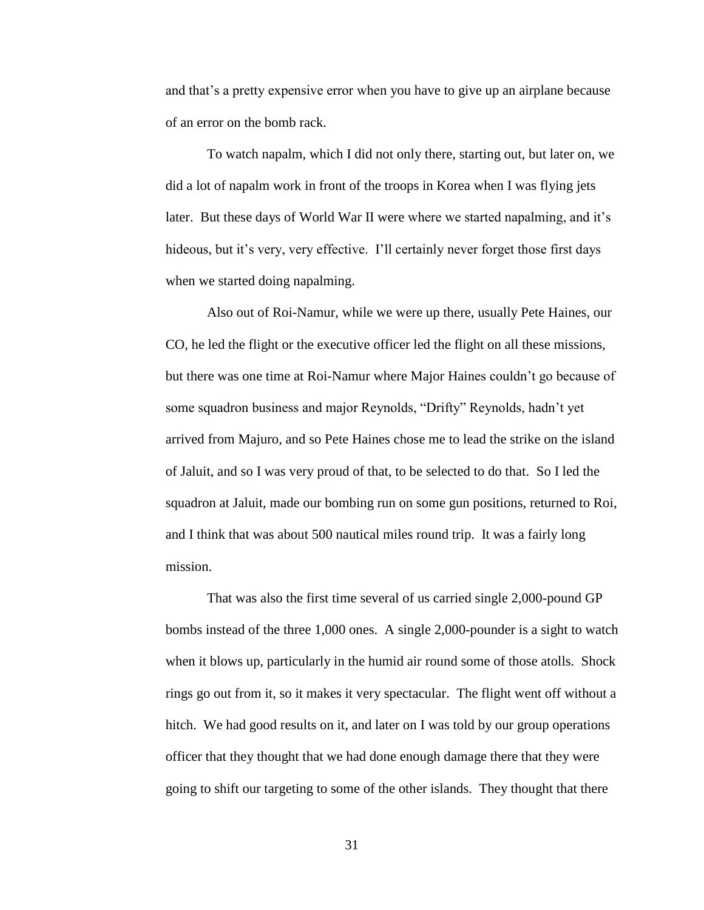and that's a pretty expensive error when you have to give up an airplane because of an error on the bomb rack.

To watch napalm, which I did not only there, starting out, but later on, we did a lot of napalm work in front of the troops in Korea when I was flying jets later. But these days of World War II were where we started napalming, and it's hideous, but it's very, very effective. I'll certainly never forget those first days when we started doing napalming.

Also out of Roi-Namur, while we were up there, usually Pete Haines, our CO, he led the flight or the executive officer led the flight on all these missions, but there was one time at Roi-Namur where Major Haines couldn't go because of some squadron business and major Reynolds, "Drifty" Reynolds, hadn't yet arrived from Majuro, and so Pete Haines chose me to lead the strike on the island of Jaluit, and so I was very proud of that, to be selected to do that. So I led the squadron at Jaluit, made our bombing run on some gun positions, returned to Roi, and I think that was about 500 nautical miles round trip. It was a fairly long mission.

That was also the first time several of us carried single 2,000-pound GP bombs instead of the three 1,000 ones. A single 2,000-pounder is a sight to watch when it blows up, particularly in the humid air round some of those atolls. Shock rings go out from it, so it makes it very spectacular. The flight went off without a hitch. We had good results on it, and later on I was told by our group operations officer that they thought that we had done enough damage there that they were going to shift our targeting to some of the other islands. They thought that there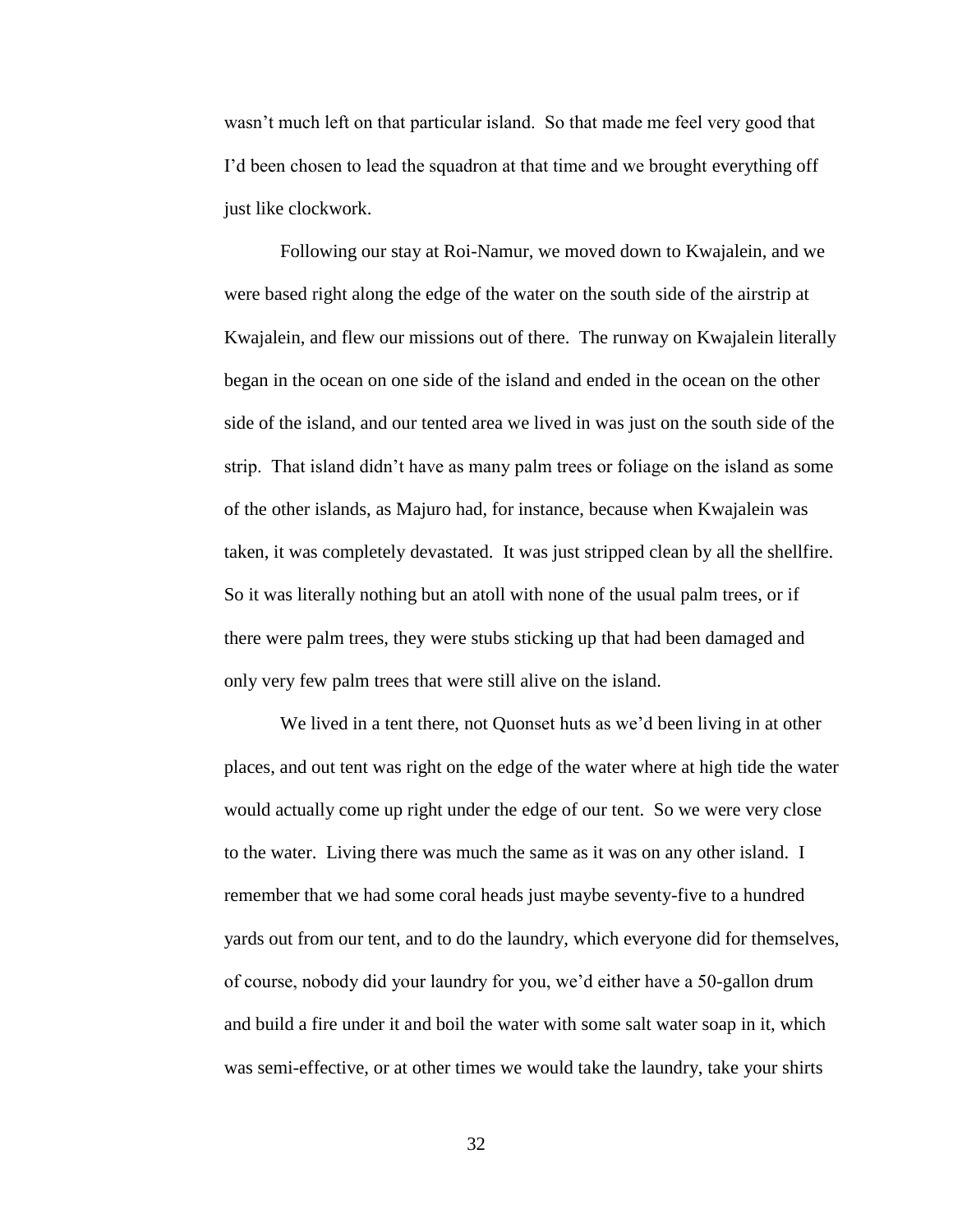wasn't much left on that particular island. So that made me feel very good that I'd been chosen to lead the squadron at that time and we brought everything off just like clockwork.

Following our stay at Roi-Namur, we moved down to Kwajalein, and we were based right along the edge of the water on the south side of the airstrip at Kwajalein, and flew our missions out of there. The runway on Kwajalein literally began in the ocean on one side of the island and ended in the ocean on the other side of the island, and our tented area we lived in was just on the south side of the strip. That island didn't have as many palm trees or foliage on the island as some of the other islands, as Majuro had, for instance, because when Kwajalein was taken, it was completely devastated. It was just stripped clean by all the shellfire. So it was literally nothing but an atoll with none of the usual palm trees, or if there were palm trees, they were stubs sticking up that had been damaged and only very few palm trees that were still alive on the island.

We lived in a tent there, not Quonset huts as we'd been living in at other places, and out tent was right on the edge of the water where at high tide the water would actually come up right under the edge of our tent. So we were very close to the water. Living there was much the same as it was on any other island. I remember that we had some coral heads just maybe seventy-five to a hundred yards out from our tent, and to do the laundry, which everyone did for themselves, of course, nobody did your laundry for you, we'd either have a 50-gallon drum and build a fire under it and boil the water with some salt water soap in it, which was semi-effective, or at other times we would take the laundry, take your shirts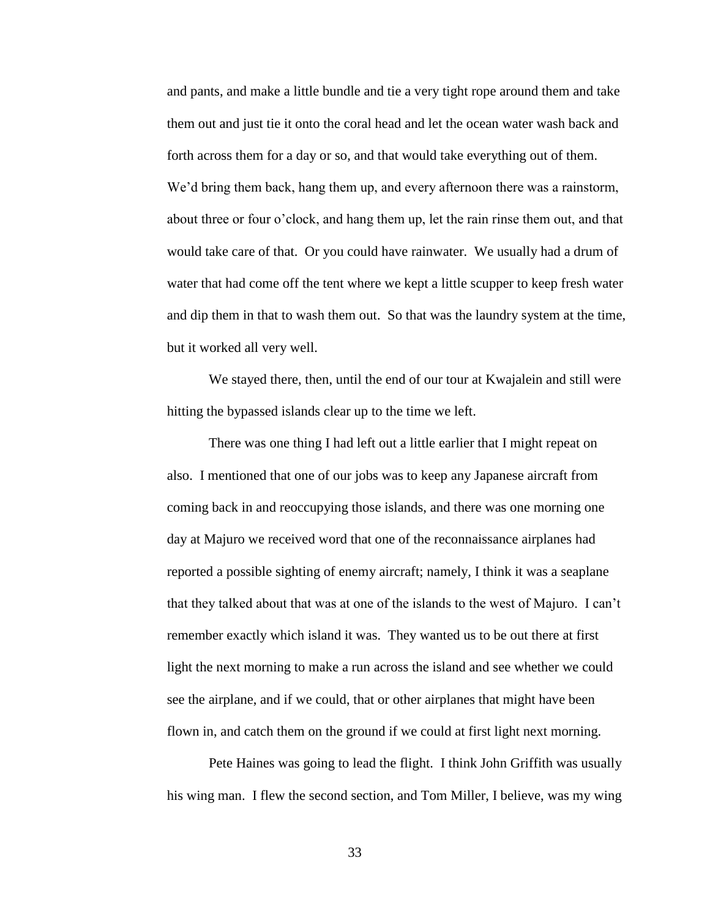and pants, and make a little bundle and tie a very tight rope around them and take them out and just tie it onto the coral head and let the ocean water wash back and forth across them for a day or so, and that would take everything out of them. We'd bring them back, hang them up, and every afternoon there was a rainstorm, about three or four o'clock, and hang them up, let the rain rinse them out, and that would take care of that. Or you could have rainwater. We usually had a drum of water that had come off the tent where we kept a little scupper to keep fresh water and dip them in that to wash them out. So that was the laundry system at the time, but it worked all very well.

We stayed there, then, until the end of our tour at Kwajalein and still were hitting the bypassed islands clear up to the time we left.

There was one thing I had left out a little earlier that I might repeat on also. I mentioned that one of our jobs was to keep any Japanese aircraft from coming back in and reoccupying those islands, and there was one morning one day at Majuro we received word that one of the reconnaissance airplanes had reported a possible sighting of enemy aircraft; namely, I think it was a seaplane that they talked about that was at one of the islands to the west of Majuro. I can't remember exactly which island it was. They wanted us to be out there at first light the next morning to make a run across the island and see whether we could see the airplane, and if we could, that or other airplanes that might have been flown in, and catch them on the ground if we could at first light next morning.

Pete Haines was going to lead the flight. I think John Griffith was usually his wing man. I flew the second section, and Tom Miller, I believe, was my wing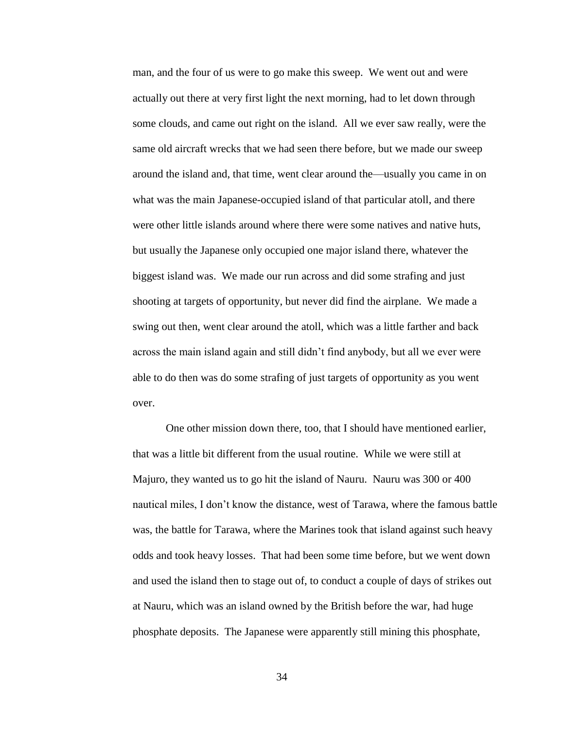man, and the four of us were to go make this sweep. We went out and were actually out there at very first light the next morning, had to let down through some clouds, and came out right on the island. All we ever saw really, were the same old aircraft wrecks that we had seen there before, but we made our sweep around the island and, that time, went clear around the—usually you came in on what was the main Japanese-occupied island of that particular atoll, and there were other little islands around where there were some natives and native huts, but usually the Japanese only occupied one major island there, whatever the biggest island was. We made our run across and did some strafing and just shooting at targets of opportunity, but never did find the airplane. We made a swing out then, went clear around the atoll, which was a little farther and back across the main island again and still didn't find anybody, but all we ever were able to do then was do some strafing of just targets of opportunity as you went over.

One other mission down there, too, that I should have mentioned earlier, that was a little bit different from the usual routine. While we were still at Majuro, they wanted us to go hit the island of Nauru. Nauru was 300 or 400 nautical miles, I don't know the distance, west of Tarawa, where the famous battle was, the battle for Tarawa, where the Marines took that island against such heavy odds and took heavy losses. That had been some time before, but we went down and used the island then to stage out of, to conduct a couple of days of strikes out at Nauru, which was an island owned by the British before the war, had huge phosphate deposits. The Japanese were apparently still mining this phosphate,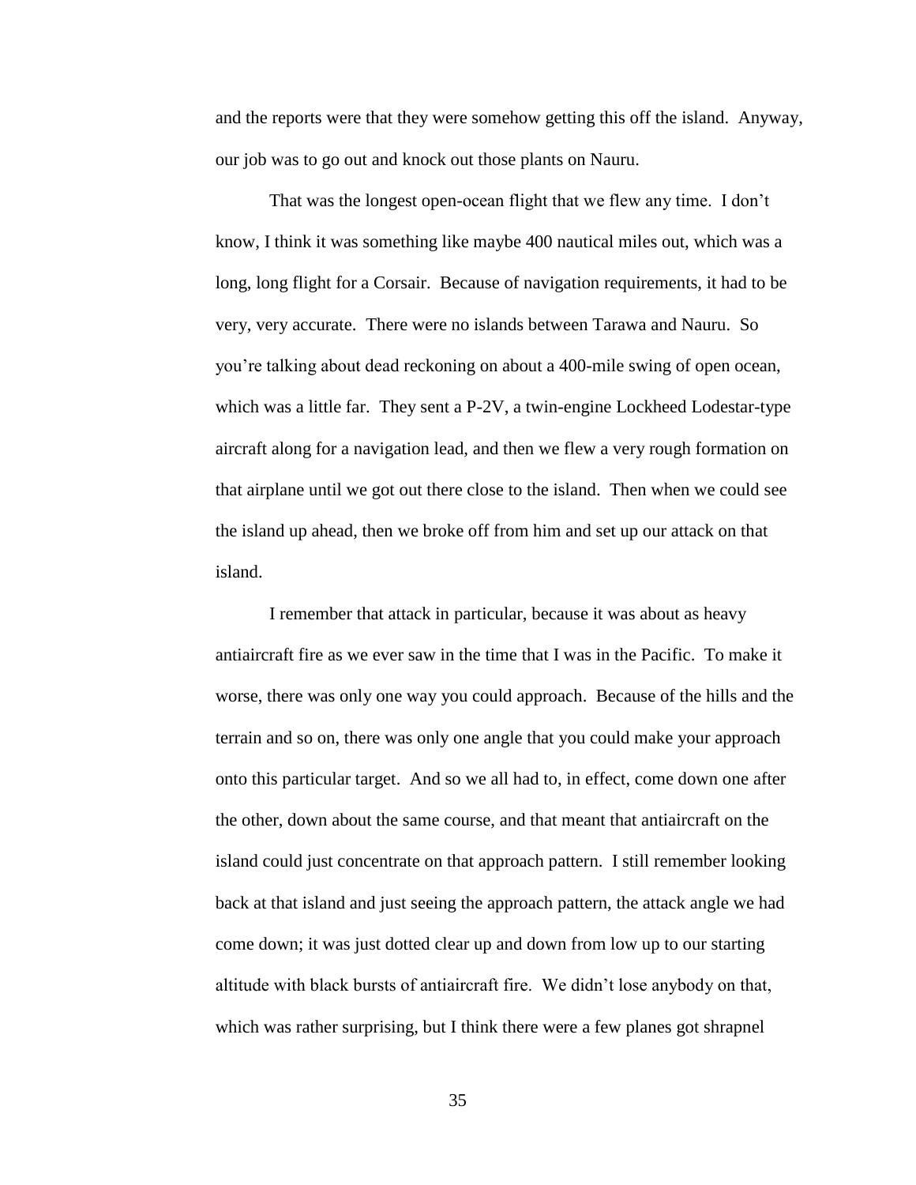and the reports were that they were somehow getting this off the island. Anyway, our job was to go out and knock out those plants on Nauru.

That was the longest open-ocean flight that we flew any time. I don't know, I think it was something like maybe 400 nautical miles out, which was a long, long flight for a Corsair. Because of navigation requirements, it had to be very, very accurate. There were no islands between Tarawa and Nauru. So you're talking about dead reckoning on about a 400-mile swing of open ocean, which was a little far. They sent a P-2V, a twin-engine Lockheed Lodestar-type aircraft along for a navigation lead, and then we flew a very rough formation on that airplane until we got out there close to the island. Then when we could see the island up ahead, then we broke off from him and set up our attack on that island.

I remember that attack in particular, because it was about as heavy antiaircraft fire as we ever saw in the time that I was in the Pacific. To make it worse, there was only one way you could approach. Because of the hills and the terrain and so on, there was only one angle that you could make your approach onto this particular target. And so we all had to, in effect, come down one after the other, down about the same course, and that meant that antiaircraft on the island could just concentrate on that approach pattern. I still remember looking back at that island and just seeing the approach pattern, the attack angle we had come down; it was just dotted clear up and down from low up to our starting altitude with black bursts of antiaircraft fire. We didn't lose anybody on that, which was rather surprising, but I think there were a few planes got shrapnel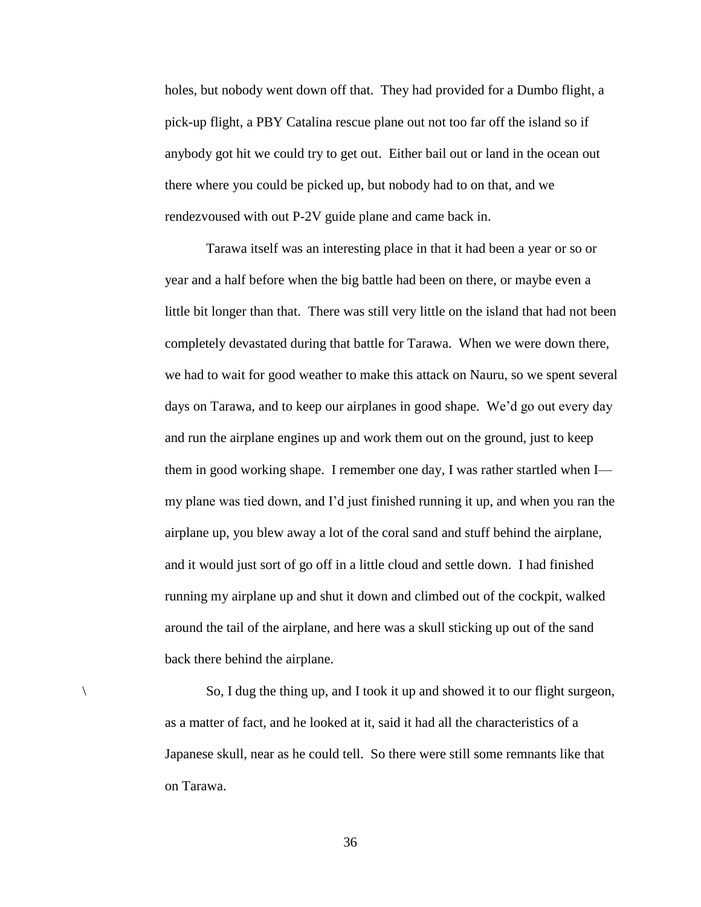holes, but nobody went down off that. They had provided for a Dumbo flight, a pick-up flight, a PBY Catalina rescue plane out not too far off the island so if anybody got hit we could try to get out. Either bail out or land in the ocean out there where you could be picked up, but nobody had to on that, and we rendezvoused with out P-2V guide plane and came back in.

Tarawa itself was an interesting place in that it had been a year or so or year and a half before when the big battle had been on there, or maybe even a little bit longer than that. There was still very little on the island that had not been completely devastated during that battle for Tarawa. When we were down there, we had to wait for good weather to make this attack on Nauru, so we spent several days on Tarawa, and to keep our airplanes in good shape. We'd go out every day and run the airplane engines up and work them out on the ground, just to keep them in good working shape. I remember one day, I was rather startled when I—my plane was tied down, and I'd just finished running it up, and when you ran the airplane up, you blew away a lot of the coral sand and stuff behind the airplane, and it would just sort of go off in a little cloud and settle down. I had finished running my airplane up and shut it down and climbed out of the cockpit, walked around the tail of the airplane, and here was a skull sticking up out of the sand back there behind the airplane.

\ So, I dug the thing up, and I took it up and showed it to our flight surgeon, as a matter of fact, and he looked at it, said it had all the characteristics of a Japanese skull, near as he could tell. So there were still some remnants like that on Tarawa.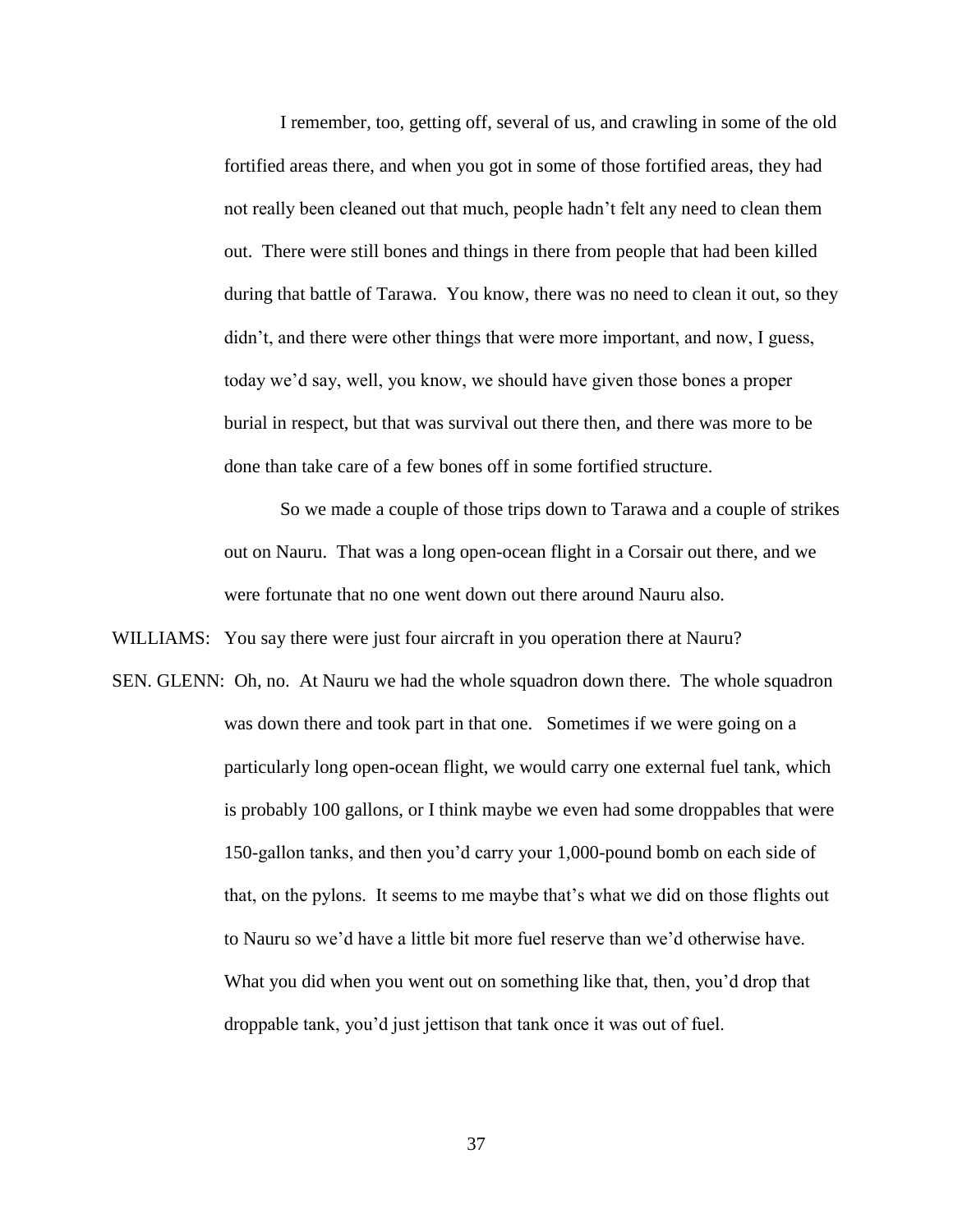I remember, too, getting off, several of us, and crawling in some of the old fortified areas there, and when you got in some of those fortified areas, they had not really been cleaned out that much, people hadn't felt any need to clean them out. There were still bones and things in there from people that had been killed during that battle of Tarawa. You know, there was no need to clean it out, so they didn't, and there were other things that were more important, and now, I guess, today we'd say, well, you know, we should have given those bones a proper burial in respect, but that was survival out there then, and there was more to be done than take care of a few bones off in some fortified structure.

So we made a couple of those trips down to Tarawa and a couple of strikes out on Nauru. That was a long open-ocean flight in a Corsair out there, and we were fortunate that no one went down out there around Nauru also.

WILLIAMS: You say there were just four aircraft in you operation there at Nauru?

SEN. GLENN: Oh, no. At Nauru we had the whole squadron down there. The whole squadron was down there and took part in that one. Sometimes if we were going on a particularly long open-ocean flight, we would carry one external fuel tank, which is probably 100 gallons, or I think maybe we even had some droppables that were 150-gallon tanks, and then you'd carry your 1,000-pound bomb on each side of that, on the pylons. It seems to me maybe that's what we did on those flights out to Nauru so we'd have a little bit more fuel reserve than we'd otherwise have. What you did when you went out on something like that, then, you'd drop that droppable tank, you'd just jettison that tank once it was out of fuel.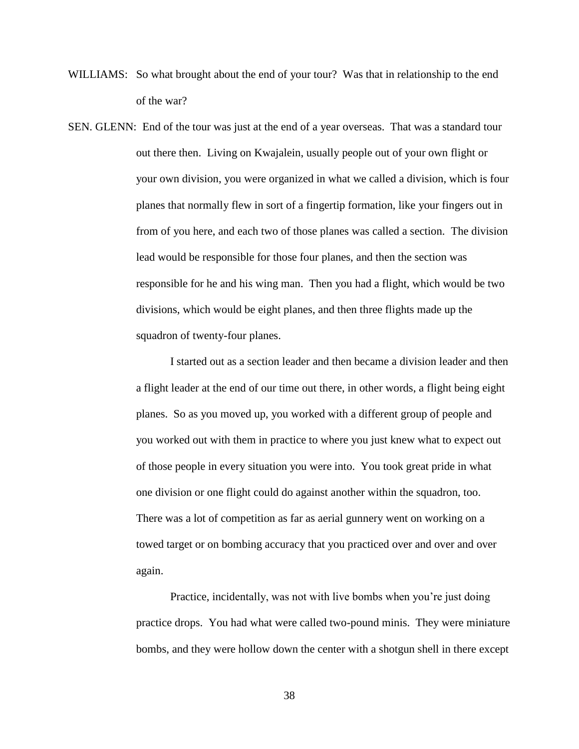WILLIAMS: So what brought about the end of your tour? Was that in relationship to the end of the war?

SEN. GLENN: End of the tour was just at the end of a year overseas. That was a standard tour out there then. Living on Kwajalein, usually people out of your own flight or your own division, you were organized in what we called a division, which is four planes that normally flew in sort of a fingertip formation, like your fingers out in from of you here, and each two of those planes was called a section. The division lead would be responsible for those four planes, and then the section was responsible for he and his wing man. Then you had a flight, which would be two divisions, which would be eight planes, and then three flights made up the squadron of twenty-four planes.

I started out as a section leader and then became a division leader and then a flight leader at the end of our time out there, in other words, a flight being eight planes. So as you moved up, you worked with a different group of people and you worked out with them in practice to where you just knew what to expect out of those people in every situation you were into. You took great pride in what one division or one flight could do against another within the squadron, too. There was a lot of competition as far as aerial gunnery went on working on a towed target or on bombing accuracy that you practiced over and over and over again.

Practice, incidentally, was not with live bombs when you're just doing practice drops. You had what were called two-pound minis. They were miniature bombs, and they were hollow down the center with a shotgun shell in there except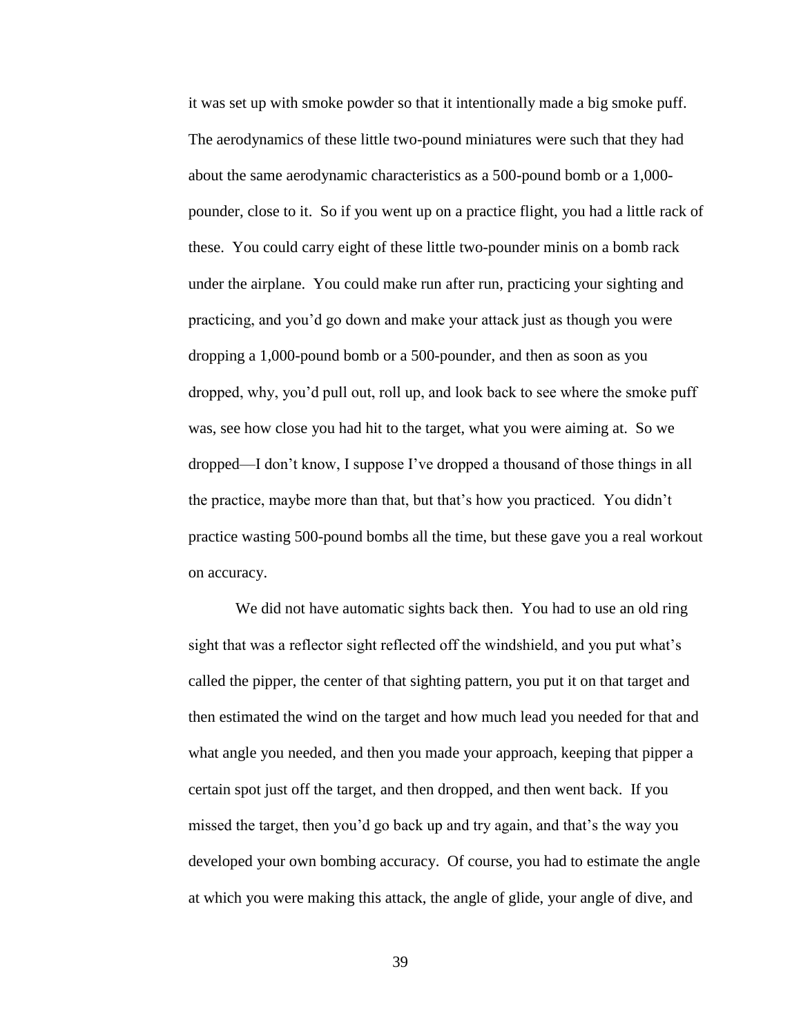it was set up with smoke powder so that it intentionally made a big smoke puff. The aerodynamics of these little two-pound miniatures were such that they had about the same aerodynamic characteristics as a 500-pound bomb or a 1,000-pounder, close to it. So if you went up on a practice flight, you had a little rack of these. You could carry eight of these little two-pounder minis on a bomb rack under the airplane. You could make run after run, practicing your sighting and practicing, and you'd go down and make your attack just as though you were dropping a 1,000-pound bomb or a 500-pounder, and then as soon as you dropped, why, you'd pull out, roll up, and look back to see where the smoke puff was, see how close you had hit to the target, what you were aiming at. So we dropped—I don't know, I suppose I've dropped a thousand of those things in all the practice, maybe more than that, but that's how you practiced. You didn't practice wasting 500-pound bombs all the time, but these gave you a real workout on accuracy.

We did not have automatic sights back then. You had to use an old ring sight that was a reflector sight reflected off the windshield, and you put what's called the pipper, the center of that sighting pattern, you put it on that target and then estimated the wind on the target and how much lead you needed for that and what angle you needed, and then you made your approach, keeping that pipper a certain spot just off the target, and then dropped, and then went back. If you missed the target, then you'd go back up and try again, and that's the way you developed your own bombing accuracy. Of course, you had to estimate the angle at which you were making this attack, the angle of glide, your angle of dive, and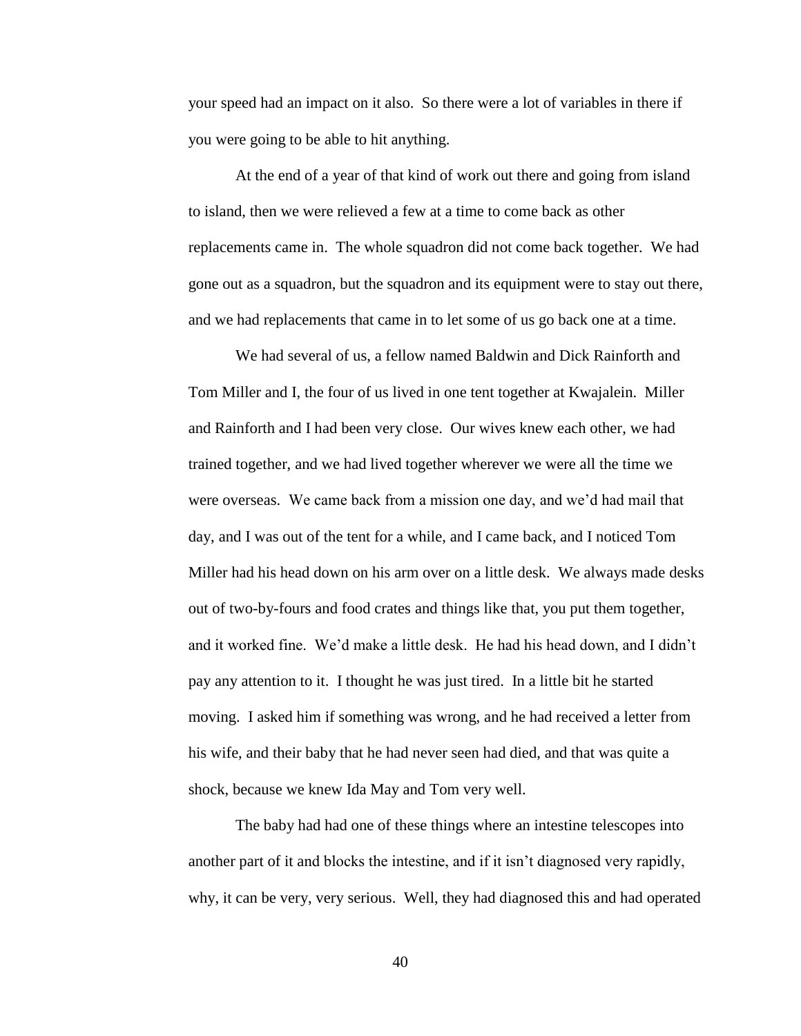your speed had an impact on it also. So there were a lot of variables in there if you were going to be able to hit anything.

At the end of a year of that kind of work out there and going from island to island, then we were relieved a few at a time to come back as other replacements came in. The whole squadron did not come back together. We had gone out as a squadron, but the squadron and its equipment were to stay out there, and we had replacements that came in to let some of us go back one at a time.

We had several of us, a fellow named Baldwin and Dick Rainforth and Tom Miller and I, the four of us lived in one tent together at Kwajalein. Miller and Rainforth and I had been very close. Our wives knew each other, we had trained together, and we had lived together wherever we were all the time we were overseas. We came back from a mission one day, and we'd had mail that day, and I was out of the tent for a while, and I came back, and I noticed Tom Miller had his head down on his arm over on a little desk. We always made desks out of two-by-fours and food crates and things like that, you put them together, and it worked fine. We'd make a little desk. He had his head down, and I didn't pay any attention to it. I thought he was just tired. In a little bit he started moving. I asked him if something was wrong, and he had received a letter from his wife, and their baby that he had never seen had died, and that was quite a shock, because we knew Ida May and Tom very well.

The baby had had one of these things where an intestine telescopes into another part of it and blocks the intestine, and if it isn't diagnosed very rapidly, why, it can be very, very serious. Well, they had diagnosed this and had operated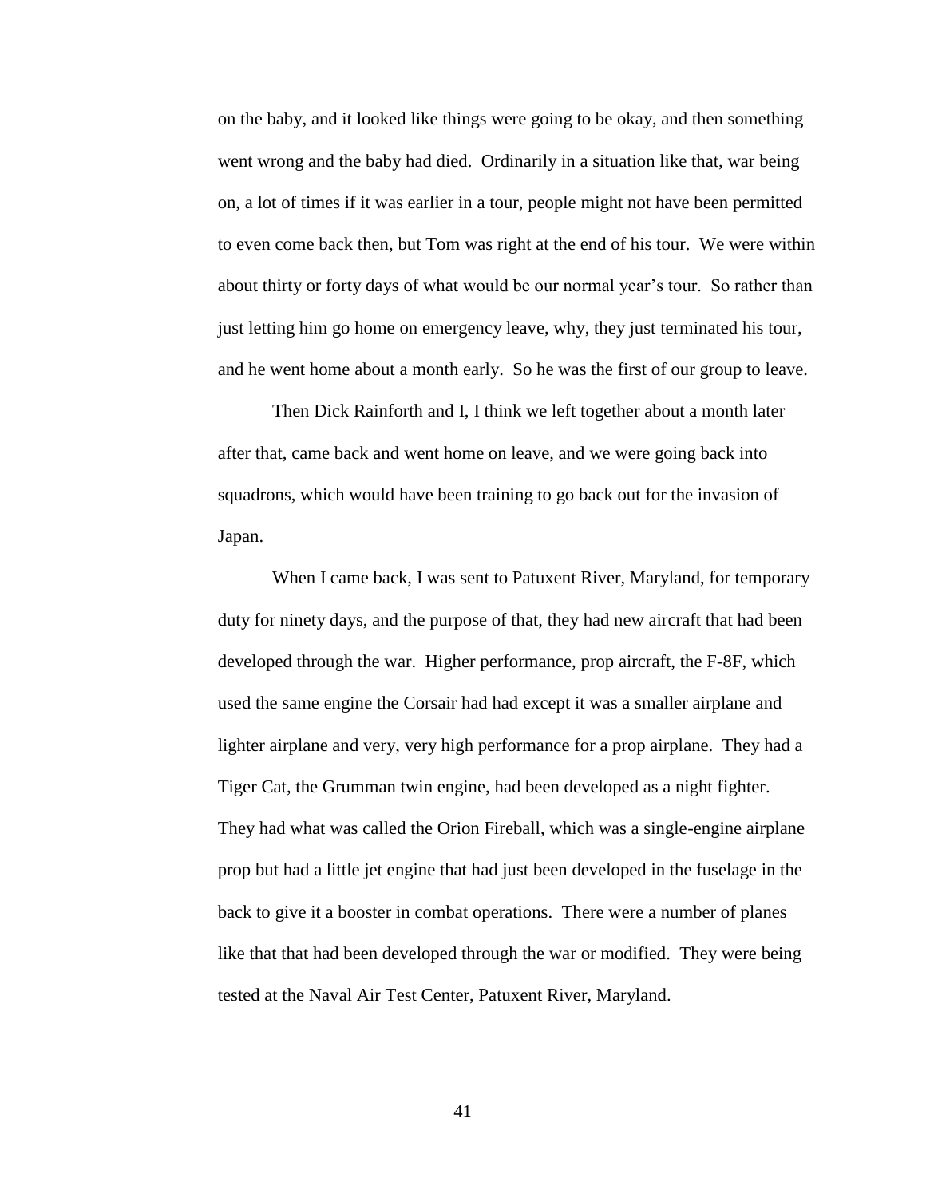on the baby, and it looked like things were going to be okay, and then something went wrong and the baby had died. Ordinarily in a situation like that, war being on, a lot of times if it was earlier in a tour, people might not have been permitted to even come back then, but Tom was right at the end of his tour. We were within about thirty or forty days of what would be our normal year's tour. So rather than just letting him go home on emergency leave, why, they just terminated his tour, and he went home about a month early. So he was the first of our group to leave.

Then Dick Rainforth and I, I think we left together about a month later after that, came back and went home on leave, and we were going back into squadrons, which would have been training to go back out for the invasion of Japan.

When I came back, I was sent to Patuxent River, Maryland, for temporary duty for ninety days, and the purpose of that, they had new aircraft that had been developed through the war. Higher performance, prop aircraft, the F-8F, which used the same engine the Corsair had had except it was a smaller airplane and lighter airplane and very, very high performance for a prop airplane. They had a Tiger Cat, the Grumman twin engine, had been developed as a night fighter. They had what was called the Orion Fireball, which was a single-engine airplane prop but had a little jet engine that had just been developed in the fuselage in the back to give it a booster in combat operations. There were a number of planes like that that had been developed through the war or modified. They were being tested at the Naval Air Test Center, Patuxent River, Maryland.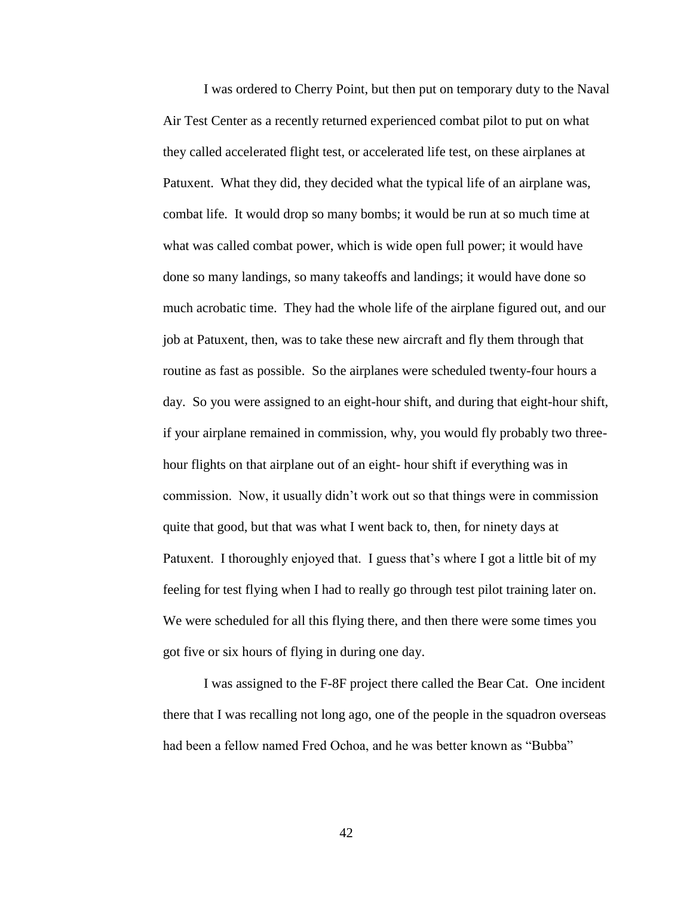I was ordered to Cherry Point, but then put on temporary duty to the Naval Air Test Center as a recently returned experienced combat pilot to put on what they called accelerated flight test, or accelerated life test, on these airplanes at Patuxent. What they did, they decided what the typical life of an airplane was, combat life. It would drop so many bombs; it would be run at so much time at what was called combat power, which is wide open full power; it would have done so many landings, so many takeoffs and landings; it would have done so much acrobatic time. They had the whole life of the airplane figured out, and our job at Patuxent, then, was to take these new aircraft and fly them through that routine as fast as possible. So the airplanes were scheduled twenty-four hours a day. So you were assigned to an eight-hour shift, and during that eight-hour shift, if your airplane remained in commission, why, you would fly probably two three-hour flights on that airplane out of an eight- hour shift if everything was in commission. Now, it usually didn't work out so that things were in commission quite that good, but that was what I went back to, then, for ninety days at Patuxent. I thoroughly enjoyed that. I guess that's where I got a little bit of my feeling for test flying when I had to really go through test pilot training later on. We were scheduled for all this flying there, and then there were some times you got five or six hours of flying in during one day.

I was assigned to the F-8F project there called the Bear Cat. One incident there that I was recalling not long ago, one of the people in the squadron overseas had been a fellow named Fred Ochoa, and he was better known as "Bubba"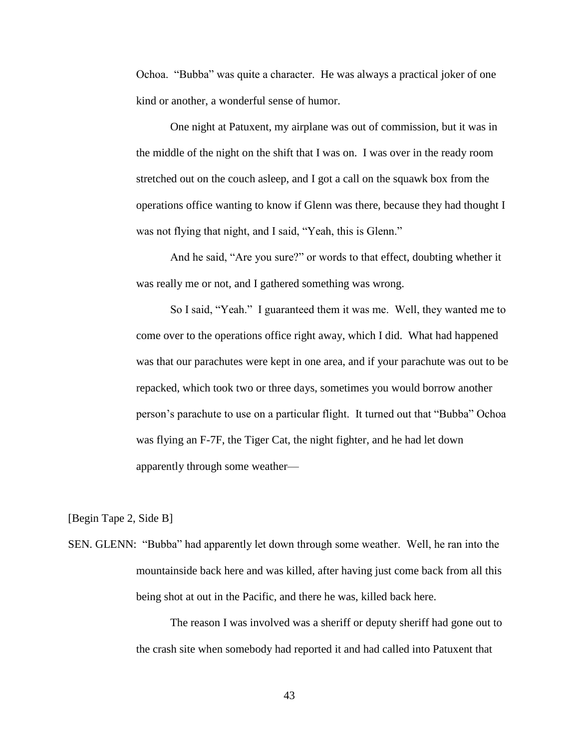Ochoa. "Bubba" was quite a character. He was always a practical joker of one kind or another, a wonderful sense of humor.

One night at Patuxent, my airplane was out of commission, but it was in the middle of the night on the shift that I was on. I was over in the ready room stretched out on the couch asleep, and I got a call on the squawk box from the operations office wanting to know if Glenn was there, because they had thought I was not flying that night, and I said, "Yeah, this is Glenn."

And he said, "Are you sure?" or words to that effect, doubting whether it was really me or not, and I gathered something was wrong.

So I said, "Yeah." I guaranteed them it was me. Well, they wanted me to come over to the operations office right away, which I did. What had happened was that our parachutes were kept in one area, and if your parachute was out to be repacked, which took two or three days, sometimes you would borrow another person's parachute to use on a particular flight. It turned out that "Bubba" Ochoa was flying an F-7F, the Tiger Cat, the night fighter, and he had let down apparently through some weather—

[Begin Tape 2, Side B]

SEN. GLENN: "Bubba" had apparently let down through some weather. Well, he ran into the mountainside back here and was killed, after having just come back from all this being shot at out in the Pacific, and there he was, killed back here.

The reason I was involved was a sheriff or deputy sheriff had gone out to the crash site when somebody had reported it and had called into Patuxent that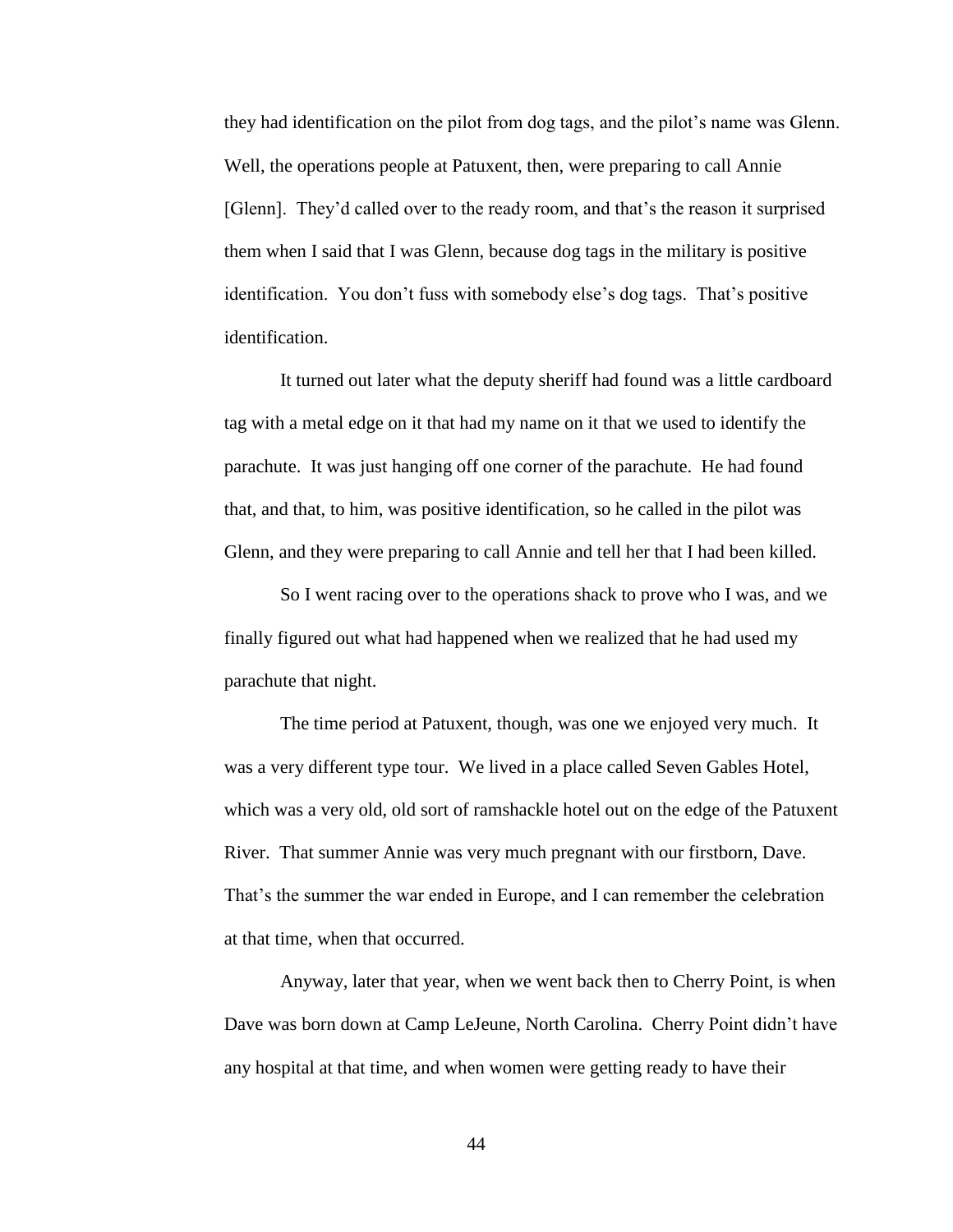they had identification on the pilot from dog tags, and the pilot's name was Glenn. Well, the operations people at Patuxent, then, were preparing to call Annie [Glenn]. They'd called over to the ready room, and that's the reason it surprised them when I said that I was Glenn, because dog tags in the military is positive identification. You don't fuss with somebody else's dog tags. That's positive identification.

It turned out later what the deputy sheriff had found was a little cardboard tag with a metal edge on it that had my name on it that we used to identify the parachute. It was just hanging off one corner of the parachute. He had found that, and that, to him, was positive identification, so he called in the pilot was Glenn, and they were preparing to call Annie and tell her that I had been killed.

So I went racing over to the operations shack to prove who I was, and we finally figured out what had happened when we realized that he had used my parachute that night.

The time period at Patuxent, though, was one we enjoyed very much. It was a very different type tour. We lived in a place called Seven Gables Hotel, which was a very old, old sort of ramshackle hotel out on the edge of the Patuxent River. That summer Annie was very much pregnant with our firstborn, Dave. That's the summer the war ended in Europe, and I can remember the celebration at that time, when that occurred.

Anyway, later that year, when we went back then to Cherry Point, is when Dave was born down at Camp LeJeune, North Carolina. Cherry Point didn't have any hospital at that time, and when women were getting ready to have their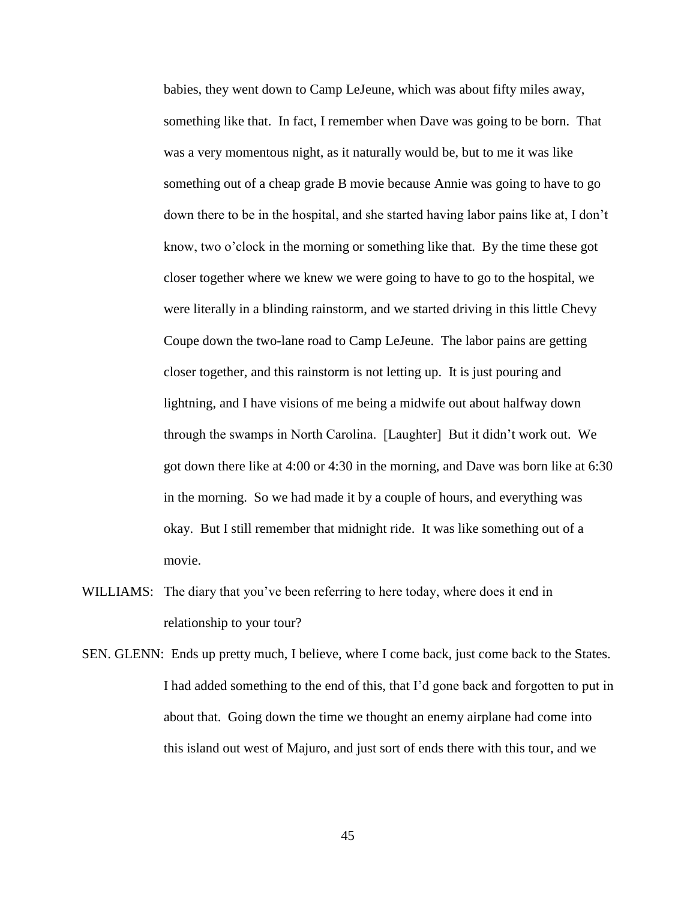babies, they went down to Camp LeJeune, which was about fifty miles away, something like that. In fact, I remember when Dave was going to be born. That was a very momentous night, as it naturally would be, but to me it was like something out of a cheap grade B movie because Annie was going to have to go down there to be in the hospital, and she started having labor pains like at, I don't know, two o'clock in the morning or something like that. By the time these got closer together where we knew we were going to have to go to the hospital, we were literally in a blinding rainstorm, and we started driving in this little Chevy Coupe down the two-lane road to Camp LeJeune. The labor pains are getting closer together, and this rainstorm is not letting up. It is just pouring and lightning, and I have visions of me being a midwife out about halfway down through the swamps in North Carolina. [Laughter] But it didn't work out. We got down there like at 4:00 or 4:30 in the morning, and Dave was born like at 6:30 in the morning. So we had made it by a couple of hours, and everything was okay. But I still remember that midnight ride. It was like something out of a movie.

WILLIAMS: The diary that you've been referring to here today, where does it end in relationship to your tour?

SEN. GLENN: Ends up pretty much, I believe, where I come back, just come back to the States. I had added something to the end of this, that I'd gone back and forgotten to put in about that. Going down the time we thought an enemy airplane had come into this island out west of Majuro, and just sort of ends there with this tour, and we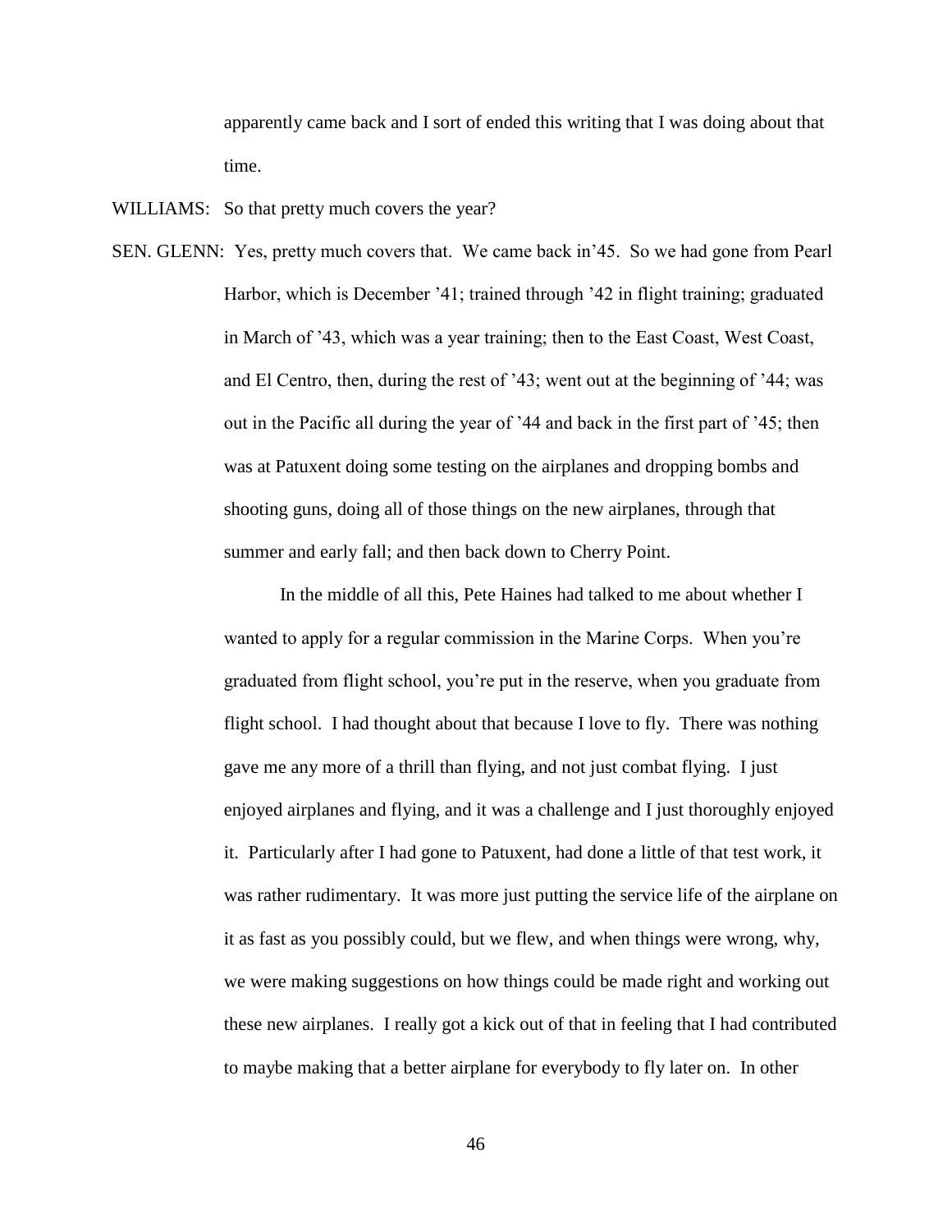apparently came back and I sort of ended this writing that I was doing about that time.

WILLIAMS: So that pretty much covers the year?

SEN. GLENN: Yes, pretty much covers that. We came back in’45. So we had gone from Pearl Harbor, which is December ’41; trained through ’42 in flight training; graduated in March of ’43, which was a year training; then to the East Coast, West Coast, and El Centro, then, during the rest of ’43; went out at the beginning of ’44; was out in the Pacific all during the year of ’44 and back in the first part of ’45; then was at Patuxent doing some testing on the airplanes and dropping bombs and shooting guns, doing all of those things on the new airplanes, through that summer and early fall; and then back down to Cherry Point.

In the middle of all this, Pete Haines had talked to me about whether I wanted to apply for a regular commission in the Marine Corps. When you’re graduated from flight school, you’re put in the reserve, when you graduate from flight school. I had thought about that because I love to fly. There was nothing gave me any more of a thrill than flying, and not just combat flying. I just enjoyed airplanes and flying, and it was a challenge and I just thoroughly enjoyed it. Particularly after I had gone to Patuxent, had done a little of that test work, it was rather rudimentary. It was more just putting the service life of the airplane on it as fast as you possibly could, but we flew, and when things were wrong, why, we were making suggestions on how things could be made right and working out these new airplanes. I really got a kick out of that in feeling that I had contributed to maybe making that a better airplane for everybody to fly later on. In other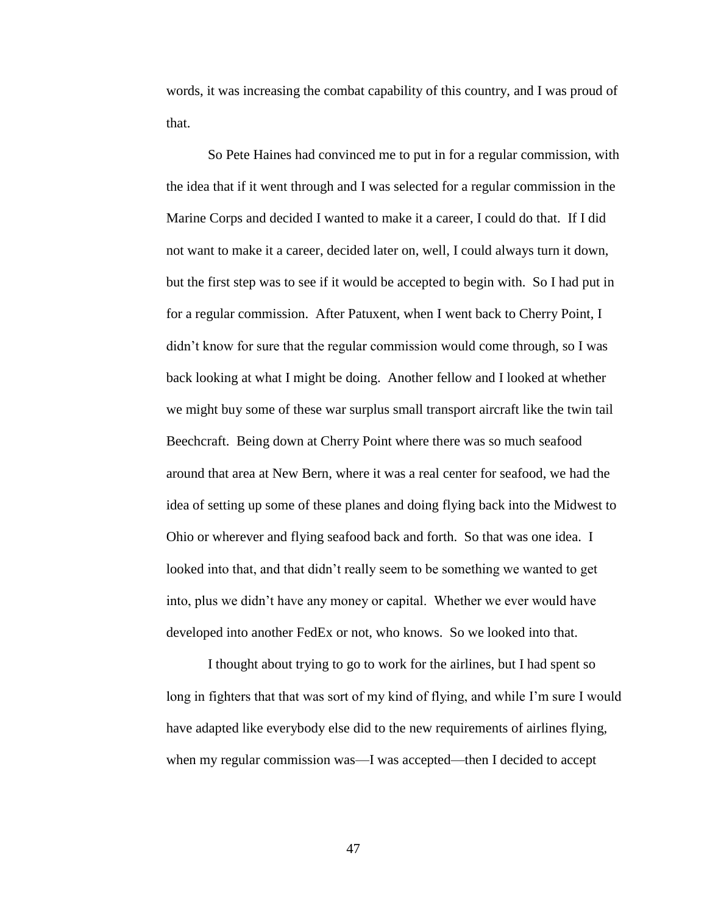words, it was increasing the combat capability of this country, and I was proud of that.

So Pete Haines had convinced me to put in for a regular commission, with the idea that if it went through and I was selected for a regular commission in the Marine Corps and decided I wanted to make it a career, I could do that. If I did not want to make it a career, decided later on, well, I could always turn it down, but the first step was to see if it would be accepted to begin with. So I had put in for a regular commission. After Patuxent, when I went back to Cherry Point, I didn't know for sure that the regular commission would come through, so I was back looking at what I might be doing. Another fellow and I looked at whether we might buy some of these war surplus small transport aircraft like the twin tail Beechcraft. Being down at Cherry Point where there was so much seafood around that area at New Bern, where it was a real center for seafood, we had the idea of setting up some of these planes and doing flying back into the Midwest to Ohio or wherever and flying seafood back and forth. So that was one idea. I looked into that, and that didn't really seem to be something we wanted to get into, plus we didn't have any money or capital. Whether we ever would have developed into another FedEx or not, who knows. So we looked into that.

I thought about trying to go to work for the airlines, but I had spent so long in fighters that that was sort of my kind of flying, and while I'm sure I would have adapted like everybody else did to the new requirements of airlines flying, when my regular commission was—I was accepted—then I decided to accept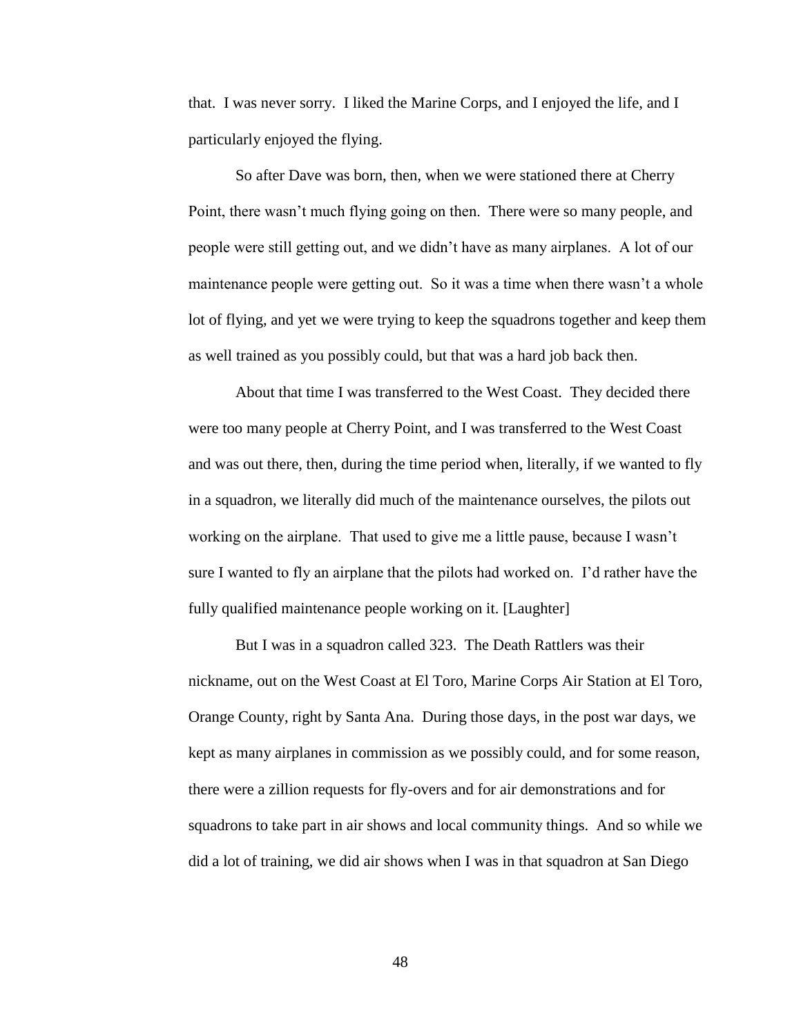that. I was never sorry. I liked the Marine Corps, and I enjoyed the life, and I particularly enjoyed the flying.

So after Dave was born, then, when we were stationed there at Cherry Point, there wasn't much flying going on then. There were so many people, and people were still getting out, and we didn't have as many airplanes. A lot of our maintenance people were getting out. So it was a time when there wasn't a whole lot of flying, and yet we were trying to keep the squadrons together and keep them as well trained as you possibly could, but that was a hard job back then.

About that time I was transferred to the West Coast. They decided there were too many people at Cherry Point, and I was transferred to the West Coast and was out there, then, during the time period when, literally, if we wanted to fly in a squadron, we literally did much of the maintenance ourselves, the pilots out working on the airplane. That used to give me a little pause, because I wasn't sure I wanted to fly an airplane that the pilots had worked on. I'd rather have the fully qualified maintenance people working on it. [Laughter]

But I was in a squadron called 323. The Death Rattlers was their nickname, out on the West Coast at El Toro, Marine Corps Air Station at El Toro, Orange County, right by Santa Ana. During those days, in the post war days, we kept as many airplanes in commission as we possibly could, and for some reason, there were a zillion requests for fly-overs and for air demonstrations and for squadrons to take part in air shows and local community things. And so while we did a lot of training, we did air shows when I was in that squadron at San Diego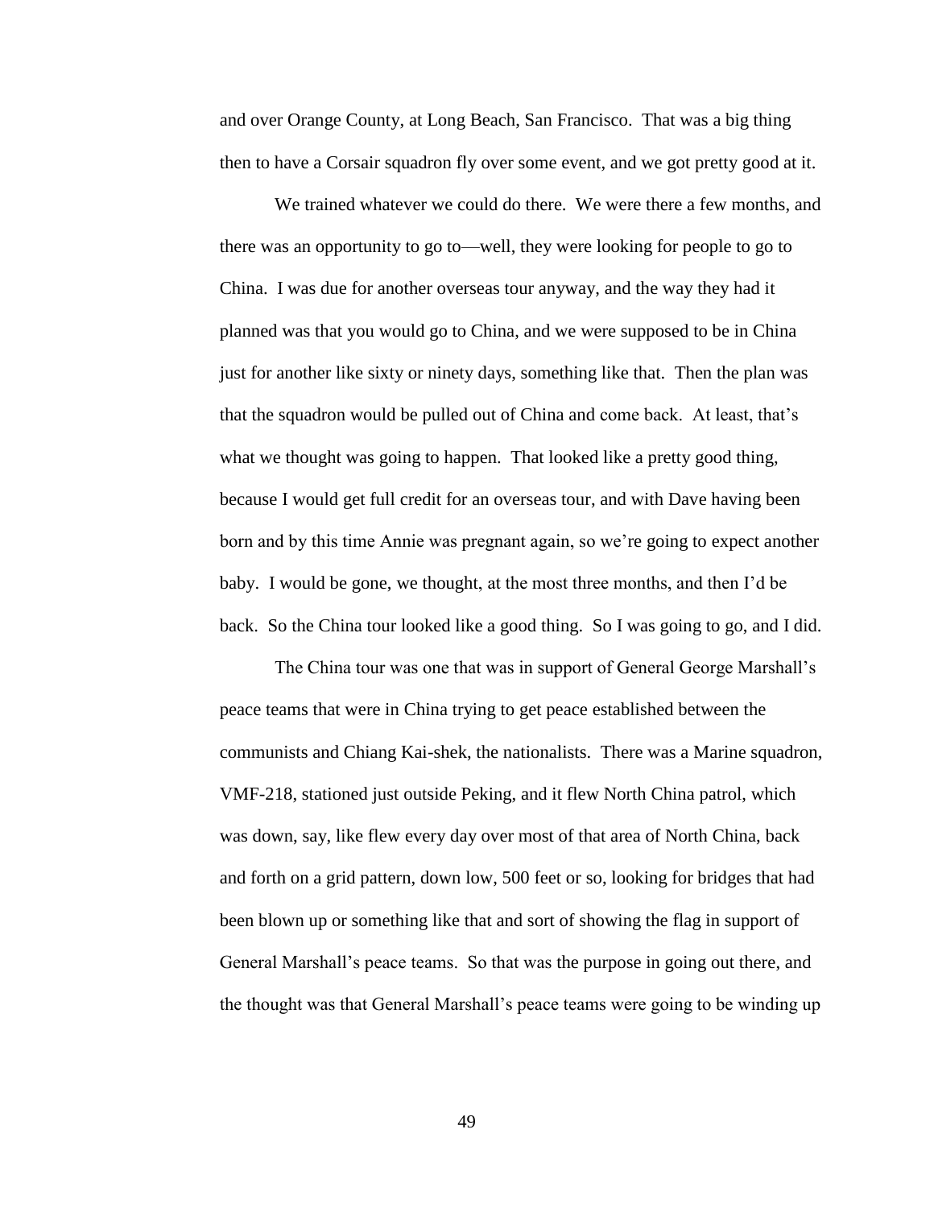and over Orange County, at Long Beach, San Francisco. That was a big thing then to have a Corsair squadron fly over some event, and we got pretty good at it.

We trained whatever we could do there. We were there a few months, and there was an opportunity to go to—well, they were looking for people to go to China. I was due for another overseas tour anyway, and the way they had it planned was that you would go to China, and we were supposed to be in China just for another like sixty or ninety days, something like that. Then the plan was that the squadron would be pulled out of China and come back. At least, that's what we thought was going to happen. That looked like a pretty good thing, because I would get full credit for an overseas tour, and with Dave having been born and by this time Annie was pregnant again, so we're going to expect another baby. I would be gone, we thought, at the most three months, and then I'd be back. So the China tour looked like a good thing. So I was going to go, and I did.

The China tour was one that was in support of General George Marshall's peace teams that were in China trying to get peace established between the communists and Chiang Kai-shek, the nationalists. There was a Marine squadron, VMF-218, stationed just outside Peking, and it flew North China patrol, which was down, say, like flew every day over most of that area of North China, back and forth on a grid pattern, down low, 500 feet or so, looking for bridges that had been blown up or something like that and sort of showing the flag in support of General Marshall's peace teams. So that was the purpose in going out there, and the thought was that General Marshall's peace teams were going to be winding up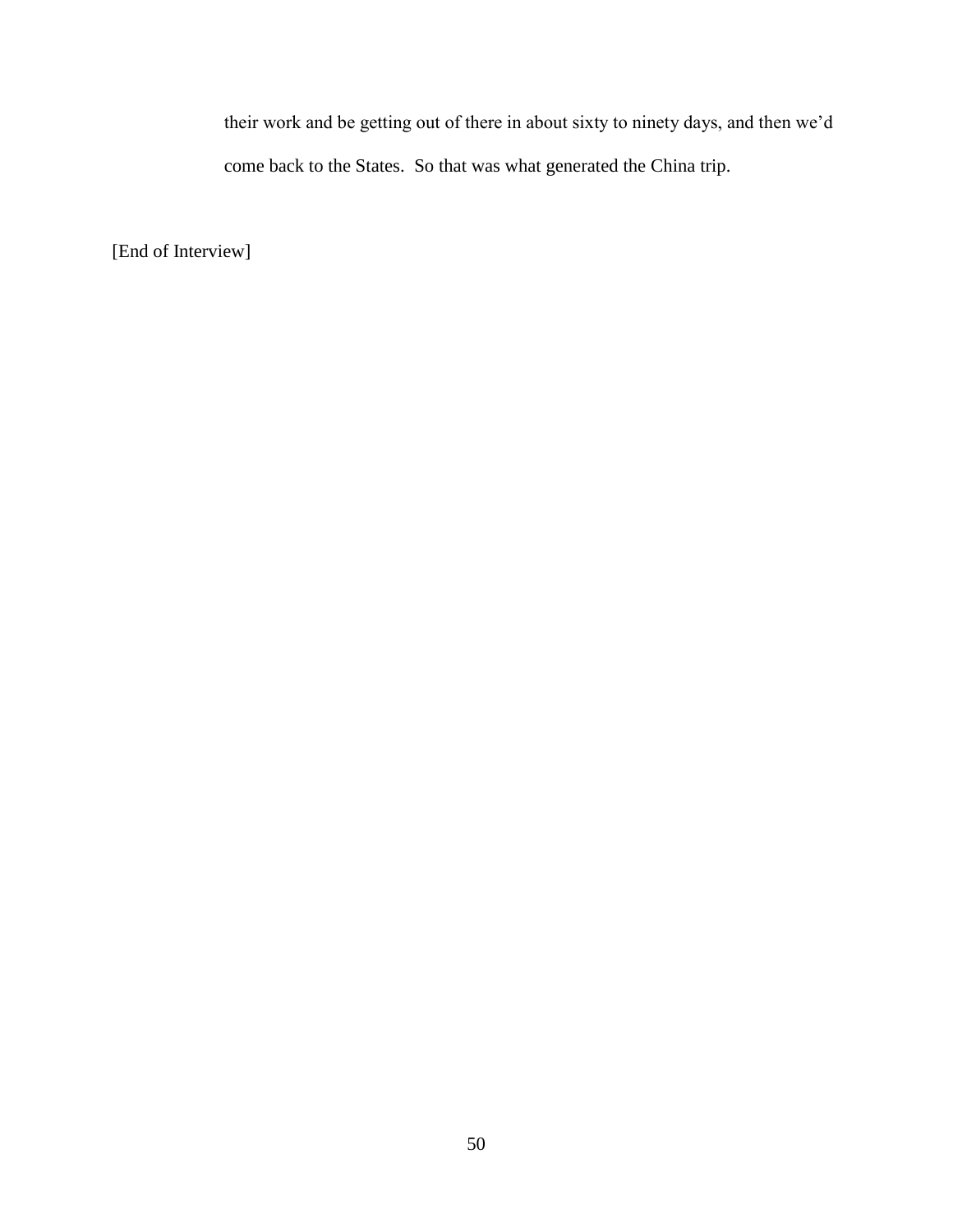their work and be getting out of there in about sixty to ninety days, and then we'd come back to the States. So that was what generated the China trip.

[End of Interview]